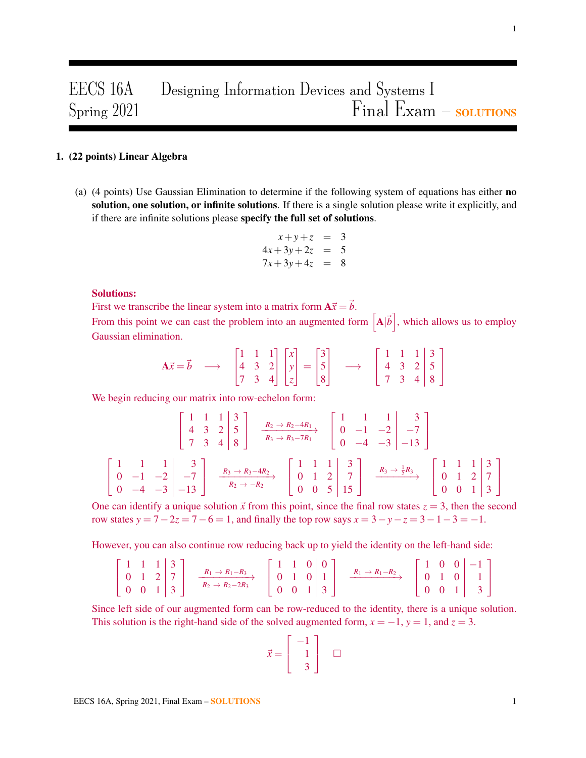# EECS 16A Designing Information Devices and Systems I
## Spring 2021 Final Exam – SOLUTIONS

**1. (22 points) Linear Algebra**

(a) (4 points) Use Gaussian Elimination to determine if the following system of equations has either **no solution, one solution, or infinite solutions**. If there is a single solution please write it explicitly, and if there are infinite solutions please **specify the full set of solutions**.

$$\begin{aligned} x+y+z &= 3 \\ 4x+3y+2z &= 5 \\ 7x+3y+4z &= 8 \end{aligned}$$

**Solutions:**

First we transcribe the linear system into a matrix form $\mathbf{A}\vec{x} = \vec{b}$.

From this point we can cast the problem into an augmented form $\left[\mathbf{A}|\vec{b}\right]$, which allows us to employ Gaussian elimination.

$$\mathbf{A}\vec{x} = \vec{b} \quad \longrightarrow \quad \begin{bmatrix} 1 & 1 & 1 \\ 4 & 3 & 2 \\ 7 & 3 & 4 \end{bmatrix} \begin{bmatrix} x \\ y \\ z \end{bmatrix} = \begin{bmatrix} 3 \\ 5 \\ 8 \end{bmatrix} \quad \longrightarrow \quad \left[\begin{array}{ccc|c} 1 & 1 & 1 & 3 \\ 4 & 3 & 2 & 5 \\ 7 & 3 & 4 & 8 \end{array}\right]$$

We begin reducing our matrix into row-echelon form:

$$\left[\begin{array}{ccc|c} 1 & 1 & 1 & 3 \\ 4 & 3 & 2 & 5 \\ 7 & 3 & 4 & 8 \end{array}\right] \xrightarrow[R_3 \to R_3 - 7R_1]{R_2 \to R_2 - 4R_1} \left[\begin{array}{ccc|c} 1 & 1 & 1 & 3 \\ 0 & -1 & -2 & -7 \\ 0 & -4 & -3 & -13 \end{array}\right]$$

$$\left[\begin{array}{ccc|c} 1 & 1 & 1 & 3 \\ 0 & -1 & -2 & -7 \\ 0 & -4 & -3 & -13 \end{array}\right] \xrightarrow[R_2 \to -R_2]{R_3 \to R_3 - 4R_2} \left[\begin{array}{ccc|c} 1 & 1 & 1 & 3 \\ 0 & 1 & 2 & 7 \\ 0 & 0 & 5 & 15 \end{array}\right] \xrightarrow{R_3 \to \frac{1}{5}R_3} \left[\begin{array}{ccc|c} 1 & 1 & 1 & 3 \\ 0 & 1 & 2 & 7 \\ 0 & 0 & 1 & 3 \end{array}\right]$$

One can identify a unique solution $\vec{x}$ from this point, since the final row states $z = 3$, then the second row states $y = 7 - 2z = 7 - 6 = 1$, and finally the top row says $x = 3 - y - z = 3 - 1 - 3 = -1$.

However, you can also continue row reducing back up to yield the identity on the left-hand side:

$$\left[\begin{array}{ccc|c} 1 & 1 & 1 & 3 \\ 0 & 1 & 2 & 7 \\ 0 & 0 & 1 & 3 \end{array}\right] \xrightarrow[R_2 \to R_2 - 2R_3]{R_1 \to R_1 - R_3} \left[\begin{array}{ccc|c} 1 & 1 & 0 & 0 \\ 0 & 1 & 0 & 1 \\ 0 & 0 & 1 & 3 \end{array}\right] \xrightarrow{R_1 \to R_1 - R_2} \left[\begin{array}{ccc|c} 1 & 0 & 0 & -1 \\ 0 & 1 & 0 & 1 \\ 0 & 0 & 1 & 3 \end{array}\right]$$

Since left side of our augmented form can be row-reduced to the identity, there is a unique solution. This solution is the right-hand side of the solved augmented form, $x = -1$, $y = 1$, and $z = 3$.

$$\vec{x} = \begin{bmatrix} -1 \\ 1 \\ 3 \end{bmatrix} \quad \square$$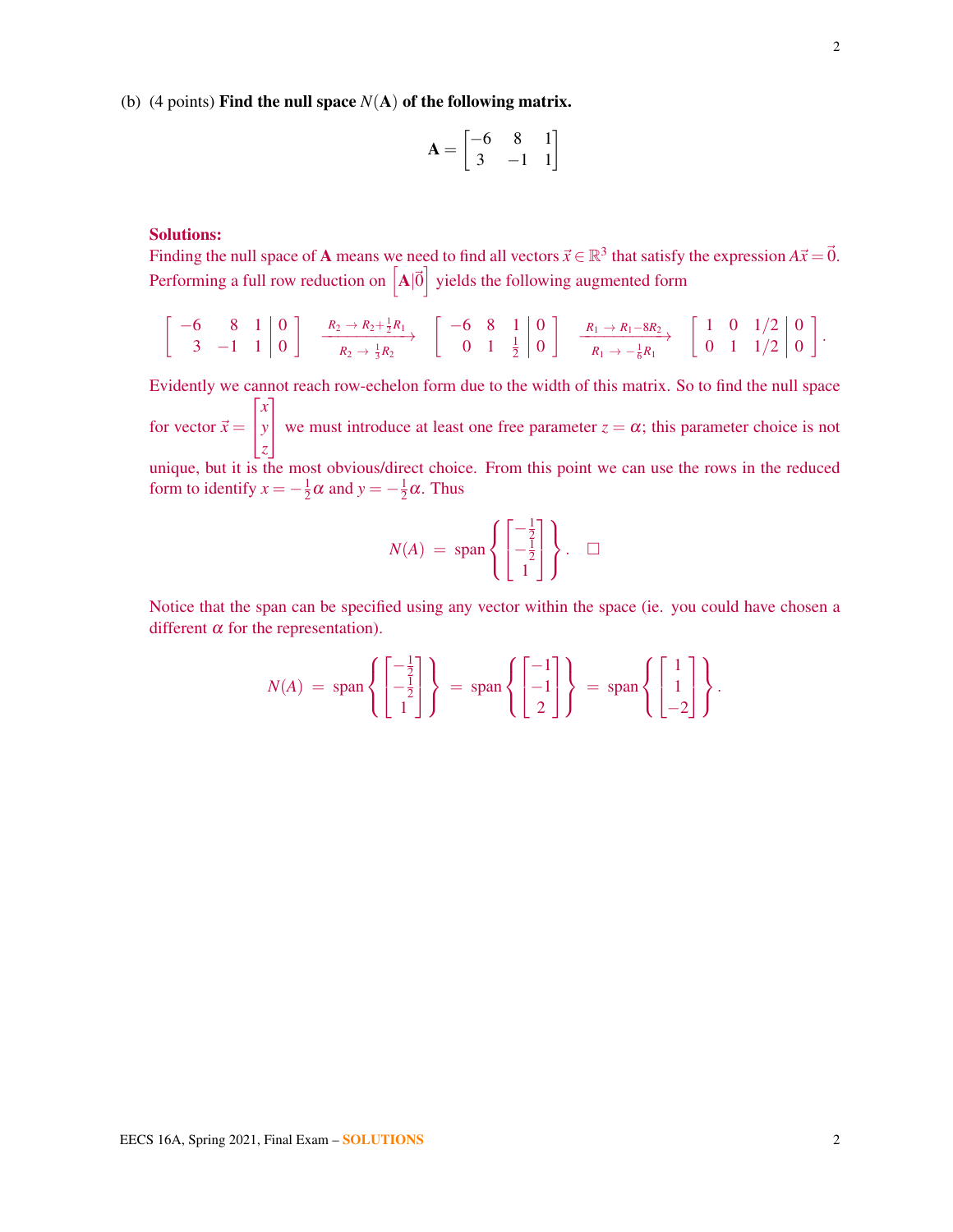(b) (4 points) **Find the null space $N(\mathbf{A})$ of the following matrix.**

$$\mathbf{A} = \begin{bmatrix} -6 & 8 & 1 \\ 3 & -1 & 1 \end{bmatrix}$$

**Solutions:**

Finding the null space of $\mathbf{A}$ means we need to find all vectors $\vec{x} \in \mathbb{R}^3$ that satisfy the expression $A\vec{x} = \vec{0}$. Performing a full row reduction on $\left[\mathbf{A}|\vec{0}\right]$ yields the following augmented form

$$\left[\begin{array}{ccc|c} -6 & 8 & 1 & 0 \\ 3 & -1 & 1 & 0 \end{array}\right] \xrightarrow[R_2 \to \frac{1}{3}R_2]{R_2 \to R_2 + \frac{1}{2}R_1} \left[\begin{array}{ccc|c} -6 & 8 & 1 & 0 \\ 0 & 1 & \frac{1}{2} & 0 \end{array}\right] \xrightarrow[R_1 \to -\frac{1}{6}R_1]{R_1 \to R_1 - 8R_2} \left[\begin{array}{ccc|c} 1 & 0 & 1/2 & 0 \\ 0 & 1 & 1/2 & 0 \end{array}\right].$$

Evidently we cannot reach row-echelon form due to the width of this matrix. So to find the null space for vector $\vec{x} = \begin{bmatrix} x \\ y \\ z \end{bmatrix}$ we must introduce at least one free parameter $z = \alpha$; this parameter choice is not unique, but it is the most obvious/direct choice. From this point we can use the rows in the reduced form to identify $x = -\frac{1}{2}\alpha$ and $y = -\frac{1}{2}\alpha$. Thus

$$N(A) \; = \; \text{span}\left\{ \begin{bmatrix} -\frac{1}{2} \\ -\frac{1}{2} \\ 1 \end{bmatrix} \right\}. \quad \square$$

Notice that the span can be specified using any vector within the space (ie. you could have chosen a different $\alpha$ for the representation).

$$N(A) \; = \; \text{span}\left\{ \begin{bmatrix} -\frac{1}{2} \\ -\frac{1}{2} \\ 1 \end{bmatrix} \right\} \; = \; \text{span}\left\{ \begin{bmatrix} -1 \\ -1 \\ 2 \end{bmatrix} \right\} \; = \; \text{span}\left\{ \begin{bmatrix} 1 \\ 1 \\ -2 \end{bmatrix} \right\}.$$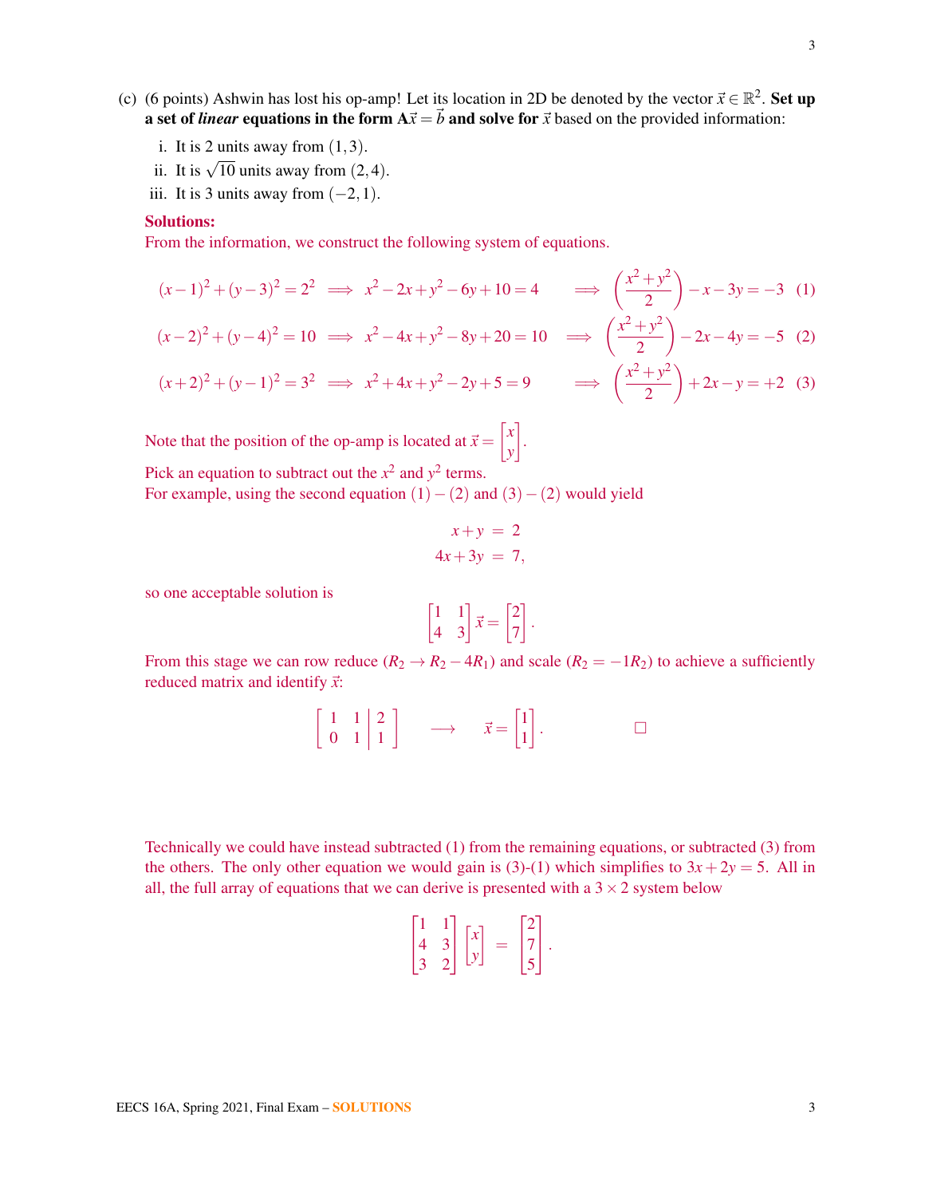(c) (6 points) Ashwin has lost his op-amp! Let its location in 2D be denoted by the vector $\vec{x} \in \mathbb{R}^2$. **Set up a set of *linear* equations in the form $\mathbf{A}\vec{x} = \vec{b}$ and solve for $\vec{x}$** based on the provided information:

i. It is 2 units away from $(1,3)$.

ii. It is $\sqrt{10}$ units away from $(2,4)$.

iii. It is 3 units away from $(-2,1)$.

**Solutions:**

From the information, we construct the following system of equations.

$$(x-1)^2 + (y-3)^2 = 2^2 \implies x^2 - 2x + y^2 - 6y + 10 = 4 \implies \left(\frac{x^2+y^2}{2}\right) - x - 3y = -3 \quad (1)$$

$$(x-2)^2 + (y-4)^2 = 10 \implies x^2 - 4x + y^2 - 8y + 20 = 10 \implies \left(\frac{x^2+y^2}{2}\right) - 2x - 4y = -5 \quad (2)$$

$$(x+2)^2 + (y-1)^2 = 3^2 \implies x^2 + 4x + y^2 - 2y + 5 = 9 \implies \left(\frac{x^2+y^2}{2}\right) + 2x - y = +2 \quad (3)$$

Note that the position of the op-amp is located at $\vec{x} = \begin{bmatrix} x \\ y \end{bmatrix}$.

Pick an equation to subtract out the $x^2$ and $y^2$ terms.

For example, using the second equation $(1)-(2)$ and $(3)-(2)$ would yield

$$\begin{aligned} x + y &= 2 \\ 4x + 3y &= 7, \end{aligned}$$

so one acceptable solution is

$$\begin{bmatrix} 1 & 1 \\ 4 & 3 \end{bmatrix} \vec{x} = \begin{bmatrix} 2 \\ 7 \end{bmatrix}.$$

From this stage we can row reduce ($R_2 \to R_2 - 4R_1$) and scale ($R_2 = -1R_2$) to achieve a sufficiently reduced matrix and identify $\vec{x}$:

$$\left[\begin{array}{cc|c} 1 & 1 & 2 \\ 0 & 1 & 1 \end{array}\right] \quad \longrightarrow \quad \vec{x} = \begin{bmatrix} 1 \\ 1 \end{bmatrix}. \qquad \square$$

Technically we could have instead subtracted (1) from the remaining equations, or subtracted (3) from the others. The only other equation we would gain is (3)-(1) which simplifies to $3x + 2y = 5$. All in all, the full array of equations that we can derive is presented with a $3 \times 2$ system below

$$\begin{bmatrix} 1 & 1 \\ 4 & 3 \\ 3 & 2 \end{bmatrix} \begin{bmatrix} x \\ y \end{bmatrix} = \begin{bmatrix} 2 \\ 7 \\ 5 \end{bmatrix}.$$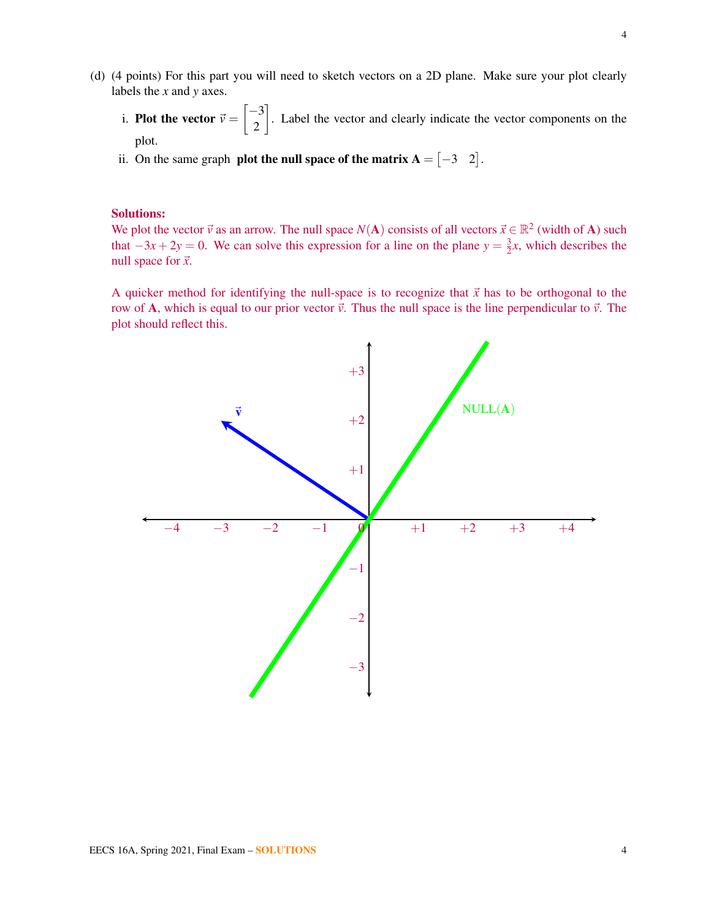(d) (4 points) For this part you will need to sketch vectors on a 2D plane. Make sure your plot clearly labels the $x$ and $y$ axes.

i. **Plot the vector** $\vec{v} = \begin{bmatrix} -3 \\ 2 \end{bmatrix}$. Label the vector and clearly indicate the vector components on the plot.

ii. On the same graph **plot the null space of the matrix** $\mathbf{A} = \begin{bmatrix} -3 & 2 \end{bmatrix}$.

**Solutions:**

We plot the vector $\vec{v}$ as an arrow. The null space $N(\mathbf{A})$ consists of all vectors $\vec{x} \in \mathbb{R}^2$ (width of $\mathbf{A}$) such that $-3x + 2y = 0$. We can solve this expression for a line on the plane $y = \frac{3}{2}x$, which describes the null space for $\vec{x}$.

A quicker method for identifying the null-space is to recognize that $\vec{x}$ has to be orthogonal to the row of $\mathbf{A}$, which is equal to our prior vector $\vec{v}$. Thus the null space is the line perpendicular to $\vec{v}$. The plot should reflect this.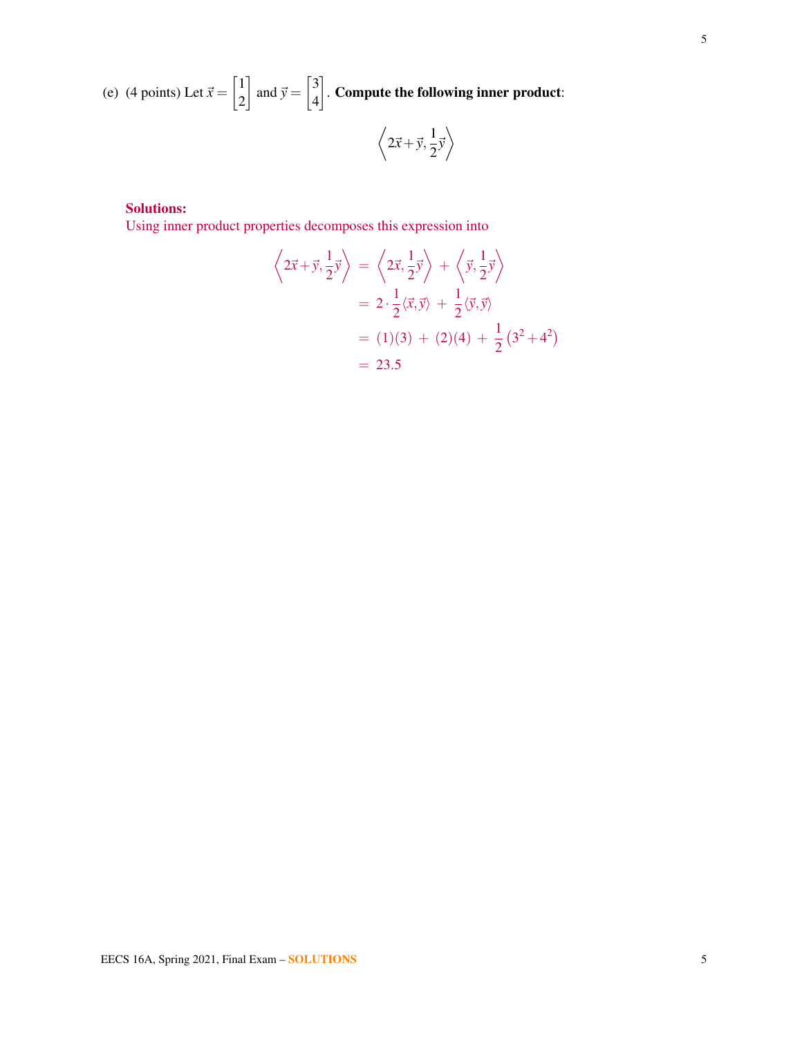(e) (4 points) Let $\vec{x} = \begin{bmatrix} 1 \\ 2 \end{bmatrix}$ and $\vec{y} = \begin{bmatrix} 3 \\ 4 \end{bmatrix}$. **Compute the following inner product**:

$$\left\langle 2\vec{x} + \vec{y}, \frac{1}{2}\vec{y} \right\rangle$$

**Solutions:**

Using inner product properties decomposes this expression into

$$\begin{aligned}
\left\langle 2\vec{x} + \vec{y}, \frac{1}{2}\vec{y} \right\rangle &= \left\langle 2\vec{x}, \frac{1}{2}\vec{y} \right\rangle + \left\langle \vec{y}, \frac{1}{2}\vec{y} \right\rangle \\
&= 2 \cdot \frac{1}{2}\langle \vec{x}, \vec{y} \rangle + \frac{1}{2}\langle \vec{y}, \vec{y} \rangle \\
&= (1)(3) + (2)(4) + \frac{1}{2}\left(3^2 + 4^2\right) \\
&= 23.5
\end{aligned}$$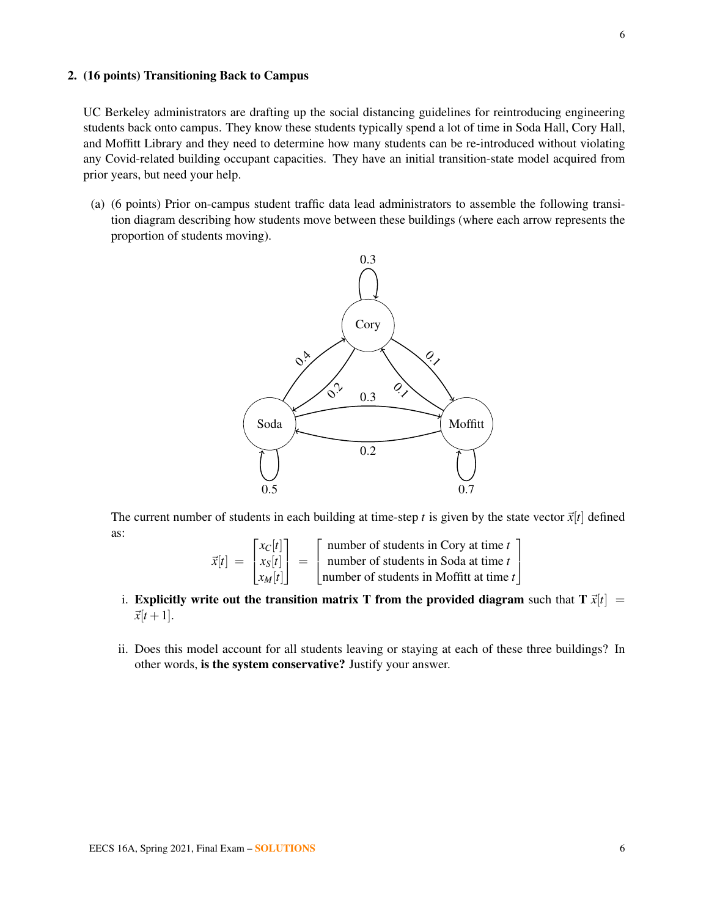**2. (16 points) Transitioning Back to Campus**

UC Berkeley administrators are drafting up the social distancing guidelines for reintroducing engineering students back onto campus. They know these students typically spend a lot of time in Soda Hall, Cory Hall, and Moffitt Library and they need to determine how many students can be re-introduced without violating any Covid-related building occupant capacities. They have an initial transition-state model acquired from prior years, but need your help.

(a) (6 points) Prior on-campus student traffic data lead administrators to assemble the following transition diagram describing how students move between these buildings (where each arrow represents the proportion of students moving).

The current number of students in each building at time-step $t$ is given by the state vector $\vec{x}[t]$ defined as:

$$\vec{x}[t] = \begin{bmatrix} x_C[t] \\ x_S[t] \\ x_M[t] \end{bmatrix} = \begin{bmatrix} \text{number of students in Cory at time } t \\ \text{number of students in Soda at time } t \\ \text{number of students in Moffitt at time } t \end{bmatrix}$$

i. **Explicitly write out the transition matrix T from the provided diagram** such that $\mathbf{T}\,\vec{x}[t] = \vec{x}[t+1]$.

ii. Does this model account for all students leaving or staying at each of these three buildings? In other words, **is the system conservative?** Justify your answer.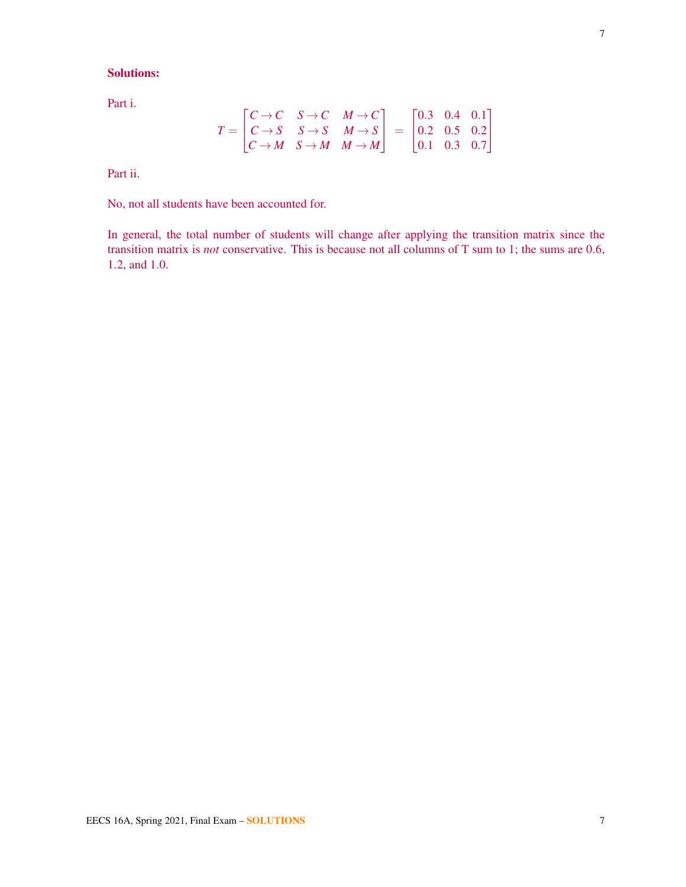**Solutions:**

Part i.

$$T = \begin{bmatrix} C \to C & S \to C & M \to C \\ C \to S & S \to S & M \to S \\ C \to M & S \to M & M \to M \end{bmatrix} = \begin{bmatrix} 0.3 & 0.4 & 0.1 \\ 0.2 & 0.5 & 0.2 \\ 0.1 & 0.3 & 0.7 \end{bmatrix}$$

Part ii.

No, not all students have been accounted for.

In general, the total number of students will change after applying the transition matrix since the transition matrix is *not* conservative. This is because not all columns of T sum to 1; the sums are 0.6, 1.2, and 1.0.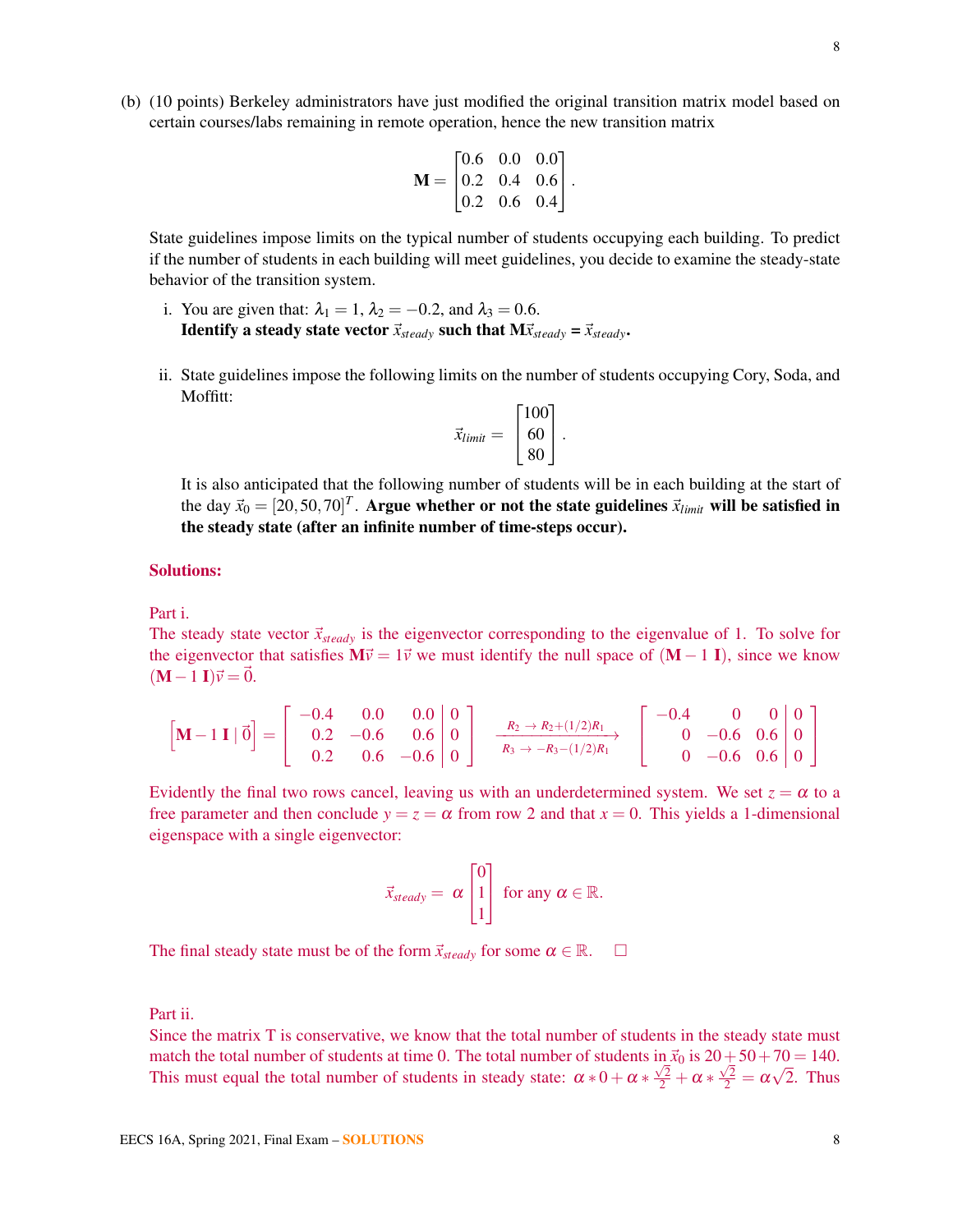(b) (10 points) Berkeley administrators have just modified the original transition matrix model based on certain courses/labs remaining in remote operation, hence the new transition matrix

$$\mathbf{M} = \begin{bmatrix} 0.6 & 0.0 & 0.0 \\ 0.2 & 0.4 & 0.6 \\ 0.2 & 0.6 & 0.4 \end{bmatrix}.$$

State guidelines impose limits on the typical number of students occupying each building. To predict if the number of students in each building will meet guidelines, you decide to examine the steady-state behavior of the transition system.

i. You are given that: $\lambda_1 = 1$, $\lambda_2 = -0.2$, and $\lambda_3 = 0.6$.
**Identify a steady state vector $\vec{x}_{steady}$ such that $\mathbf{M}\vec{x}_{steady} = \vec{x}_{steady}$.**

ii. State guidelines impose the following limits on the number of students occupying Cory, Soda, and Moffitt:

$$\vec{x}_{limit} = \begin{bmatrix} 100 \\ 60 \\ 80 \end{bmatrix}.$$

It is also anticipated that the following number of students will be in each building at the start of the day $\vec{x}_0 = [20, 50, 70]^T$. **Argue whether or not the state guidelines $\vec{x}_{limit}$ will be satisfied in the steady state (after an infinite number of time-steps occur).**

**Solutions:**

Part i.
The steady state vector $\vec{x}_{steady}$ is the eigenvector corresponding to the eigenvalue of 1. To solve for the eigenvector that satisfies $\mathbf{M}\vec{v} = 1\vec{v}$ we must identify the null space of $(\mathbf{M} - 1\,\mathbf{I})$, since we know $(\mathbf{M} - 1\,\mathbf{I})\vec{v} = \vec{0}$.

$$\left[\mathbf{M} - 1\,\mathbf{I} \mid \vec{0}\right] = \left[\begin{array}{ccc|c} -0.4 & 0.0 & 0.0 & 0 \\ 0.2 & -0.6 & 0.6 & 0 \\ 0.2 & 0.6 & -0.6 & 0 \end{array}\right] \xrightarrow[R_3 \rightarrow -R_3 - (1/2)R_1]{R_2 \rightarrow R_2 + (1/2)R_1} \left[\begin{array}{ccc|c} -0.4 & 0 & 0 & 0 \\ 0 & -0.6 & 0.6 & 0 \\ 0 & -0.6 & 0.6 & 0 \end{array}\right]$$

Evidently the final two rows cancel, leaving us with an underdetermined system. We set $z = \alpha$ to a free parameter and then conclude $y = z = \alpha$ from row 2 and that $x = 0$. This yields a 1-dimensional eigenspace with a single eigenvector:

$$\vec{x}_{steady} = \alpha \begin{bmatrix} 0 \\ 1 \\ 1 \end{bmatrix} \text{ for any } \alpha \in \mathbb{R}.$$

The final steady state must be of the form $\vec{x}_{steady}$ for some $\alpha \in \mathbb{R}$. $\square$

Part ii.
Since the matrix T is conservative, we know that the total number of students in the steady state must match the total number of students at time 0. The total number of students in $\vec{x}_0$ is $20 + 50 + 70 = 140$. This must equal the total number of students in steady state: $\alpha * 0 + \alpha * \frac{\sqrt{2}}{2} + \alpha * \frac{\sqrt{2}}{2} = \alpha\sqrt{2}$. Thus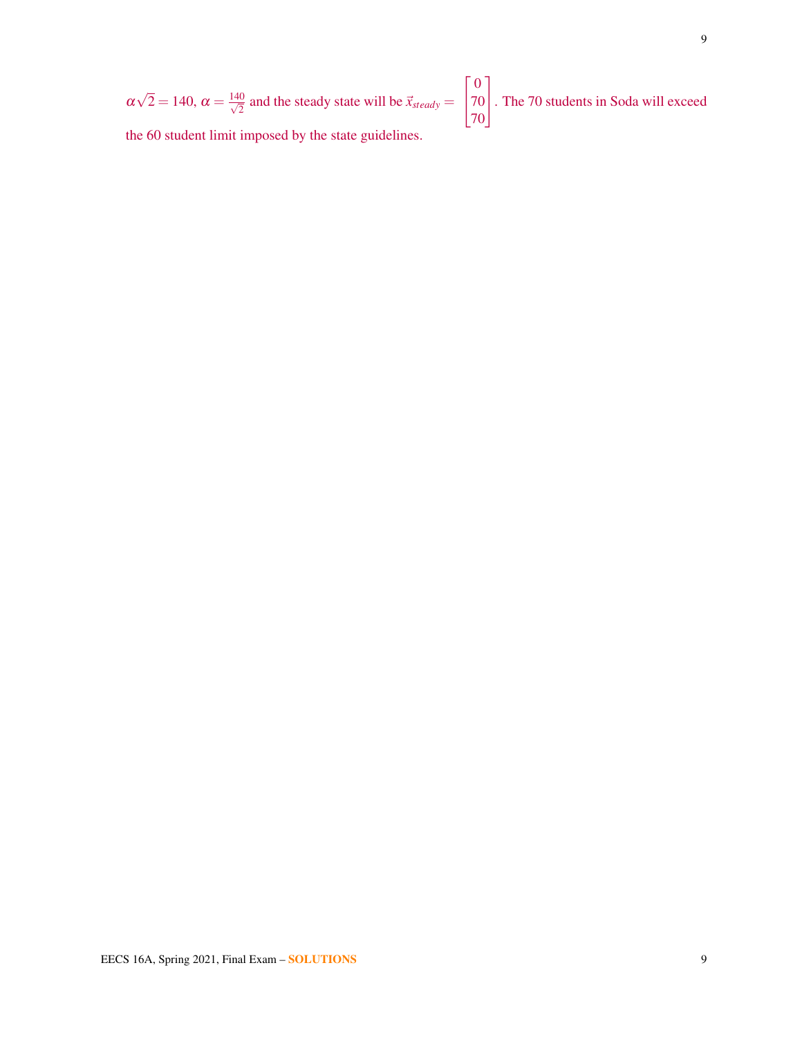$\alpha\sqrt{2} = 140$, $\alpha = \frac{140}{\sqrt{2}}$ and the steady state will be $\vec{x}_{steady} = \begin{bmatrix} 0 \\ 70 \\ 70 \end{bmatrix}$. The 70 students in Soda will exceed the 60 student limit imposed by the state guidelines.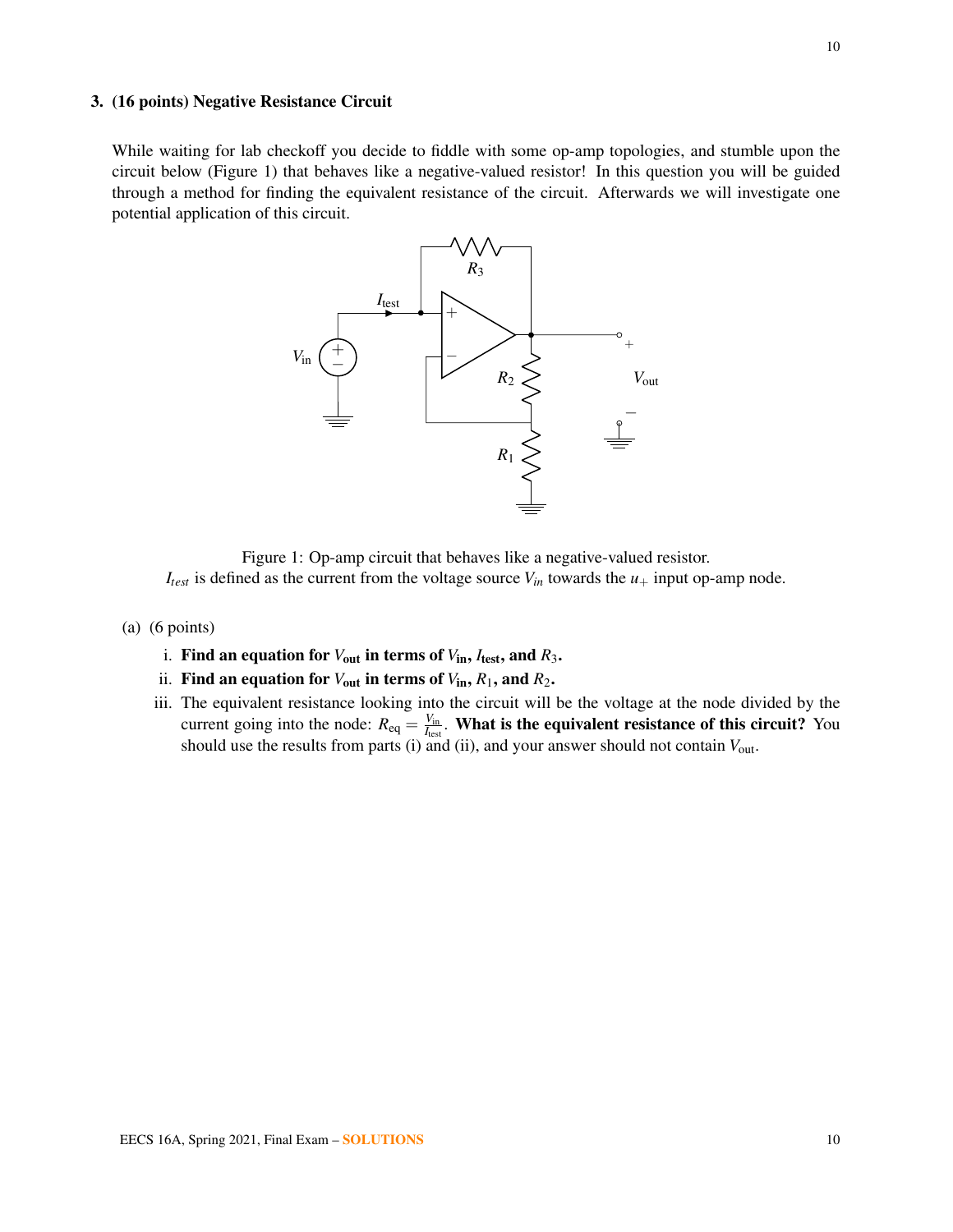**3. (16 points) Negative Resistance Circuit**

While waiting for lab checkoff you decide to fiddle with some op-amp topologies, and stumble upon the circuit below (Figure 1) that behaves like a negative-valued resistor! In this question you will be guided through a method for finding the equivalent resistance of the circuit. Afterwards we will investigate one potential application of this circuit.

Figure 1: Op-amp circuit that behaves like a negative-valued resistor.
$I_{test}$ is defined as the current from the voltage source $V_{in}$ towards the $u_+$ input op-amp node.

(a) (6 points)

i. **Find an equation for $V_{\text{out}}$ in terms of $V_{\text{in}}$, $I_{\text{test}}$, and $R_3$.**

ii. **Find an equation for $V_{\text{out}}$ in terms of $V_{\text{in}}$, $R_1$, and $R_2$.**

iii. The equivalent resistance looking into the circuit will be the voltage at the node divided by the current going into the node: $R_{\text{eq}} = \frac{V_{\text{in}}}{I_{\text{test}}}$. **What is the equivalent resistance of this circuit?** You should use the results from parts (i) and (ii), and your answer should not contain $V_{\text{out}}$.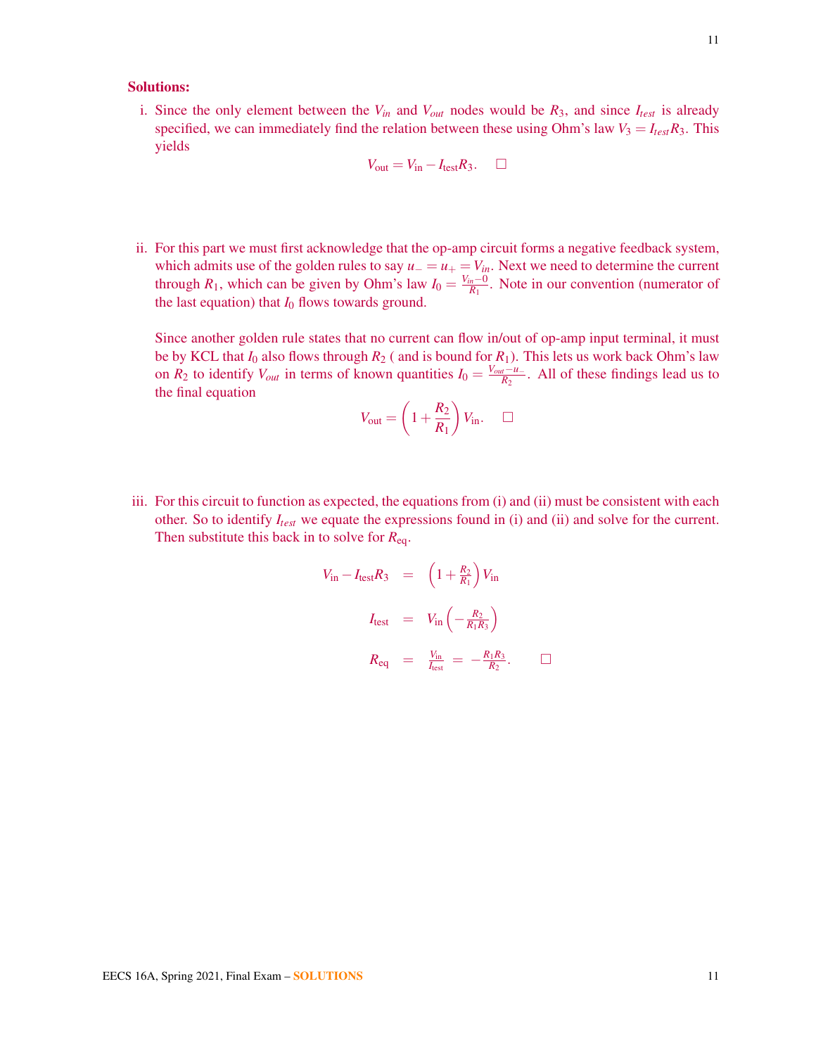**Solutions:**

i. Since the only element between the $V_{in}$ and $V_{out}$ nodes would be $R_3$, and since $I_{test}$ is already specified, we can immediately find the relation between these using Ohm's law $V_3 = I_{test}R_3$. This yields

$$V_{\text{out}} = V_{\text{in}} - I_{\text{test}}R_3. \quad \square$$

ii. For this part we must first acknowledge that the op-amp circuit forms a negative feedback system, which admits use of the golden rules to say $u_- = u_+ = V_{in}$. Next we need to determine the current through $R_1$, which can be given by Ohm's law $I_0 = \frac{V_{in} - 0}{R_1}$. Note in our convention (numerator of the last equation) that $I_0$ flows towards ground.

Since another golden rule states that no current can flow in/out of op-amp input terminal, it must be by KCL that $I_0$ also flows through $R_2$ ( and is bound for $R_1$). This lets us work back Ohm's law on $R_2$ to identify $V_{out}$ in terms of known quantities $I_0 = \frac{V_{out} - u_-}{R_2}$. All of these findings lead us to the final equation

$$V_{\text{out}} = \left(1 + \frac{R_2}{R_1}\right) V_{\text{in}}. \quad \square$$

iii. For this circuit to function as expected, the equations from (i) and (ii) must be consistent with each other. So to identify $I_{test}$ we equate the expressions found in (i) and (ii) and solve for the current. Then substitute this back in to solve for $R_{\text{eq}}$.

$$\begin{aligned}
V_{\text{in}} - I_{\text{test}}R_3 &= \left(1 + \tfrac{R_2}{R_1}\right) V_{\text{in}} \\
I_{\text{test}} &= V_{\text{in}} \left(-\tfrac{R_2}{R_1 R_3}\right) \\
R_{\text{eq}} &= \tfrac{V_{\text{in}}}{I_{\text{test}}} = -\tfrac{R_1 R_3}{R_2}. \quad \square
\end{aligned}$$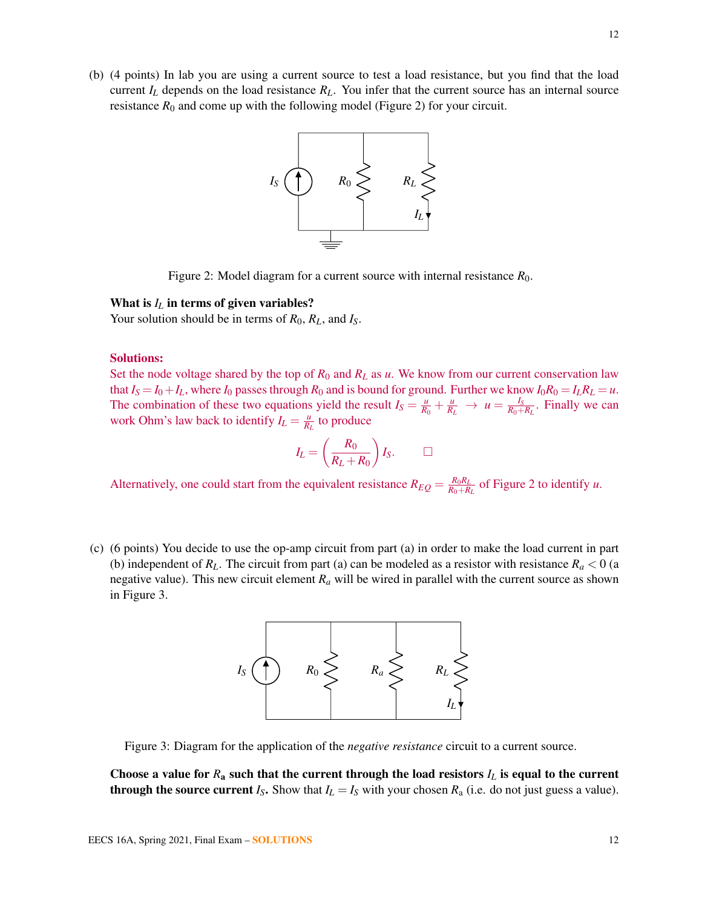(b) (4 points) In lab you are using a current source to test a load resistance, but you find that the load current $I_L$ depends on the load resistance $R_L$. You infer that the current source has an internal source resistance $R_0$ and come up with the following model (Figure 2) for your circuit.

Figure 2: Model diagram for a current source with internal resistance $R_0$.

**What is $I_L$ in terms of given variables?**
Your solution should be in terms of $R_0$, $R_L$, and $I_S$.

**Solutions:**
Set the node voltage shared by the top of $R_0$ and $R_L$ as $u$. We know from our current conservation law that $I_S = I_0 + I_L$, where $I_0$ passes through $R_0$ and is bound for ground. Further we know $I_0 R_0 = I_L R_L = u$. The combination of these two equations yield the result $I_S = \frac{u}{R_0} + \frac{u}{R_L} \rightarrow u = \frac{I_S}{R_0 + R_L}$. Finally we can work Ohm's law back to identify $I_L = \frac{u}{R_L}$ to produce

$$I_L = \left(\frac{R_0}{R_L + R_0}\right) I_S. \qquad \square$$

Alternatively, one could start from the equivalent resistance $R_{EQ} = \frac{R_0 R_L}{R_0 + R_L}$ of Figure 2 to identify $u$.

(c) (6 points) You decide to use the op-amp circuit from part (a) in order to make the load current in part (b) independent of $R_L$. The circuit from part (a) can be modeled as a resistor with resistance $R_a < 0$ (a negative value). This new circuit element $R_a$ will be wired in parallel with the current source as shown in Figure 3.

Figure 3: Diagram for the application of the *negative resistance* circuit to a current source.

**Choose a value for $R_a$ such that the current through the load resistors $I_L$ is equal to the current through the source current $I_S$.** Show that $I_L = I_S$ with your chosen $R_a$ (i.e. do not just guess a value).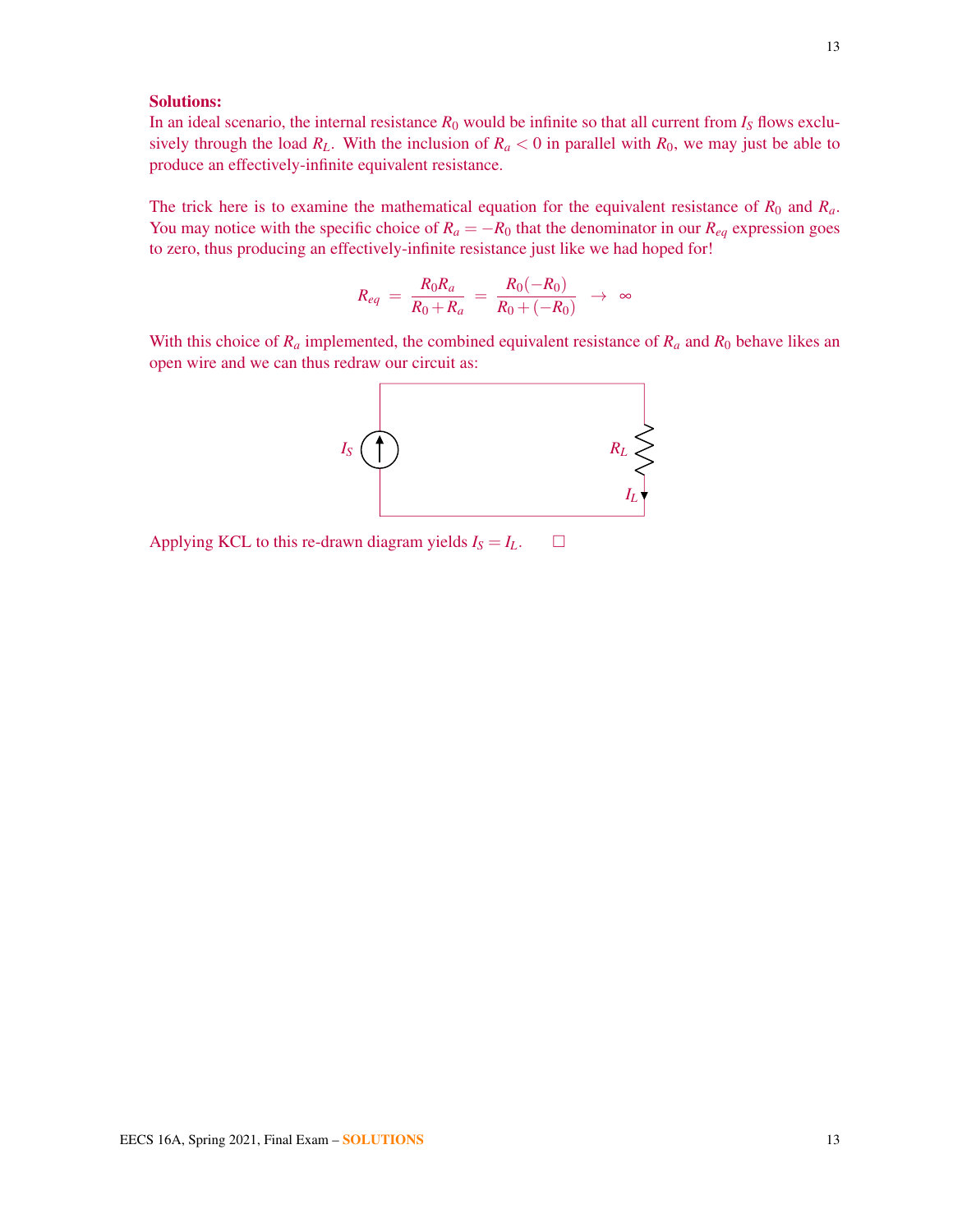**Solutions:**

In an ideal scenario, the internal resistance $R_0$ would be infinite so that all current from $I_S$ flows exclusively through the load $R_L$. With the inclusion of $R_a < 0$ in parallel with $R_0$, we may just be able to produce an effectively-infinite equivalent resistance.

The trick here is to examine the mathematical equation for the equivalent resistance of $R_0$ and $R_a$. You may notice with the specific choice of $R_a = -R_0$ that the denominator in our $R_{eq}$ expression goes to zero, thus producing an effectively-infinite resistance just like we had hoped for!

$$R_{eq} = \frac{R_0 R_a}{R_0 + R_a} = \frac{R_0(-R_0)}{R_0 + (-R_0)} \rightarrow \infty$$

With this choice of $R_a$ implemented, the combined equivalent resistance of $R_a$ and $R_0$ behave likes an open wire and we can thus redraw our circuit as:

Applying KCL to this re-drawn diagram yields $I_S = I_L$. $\square$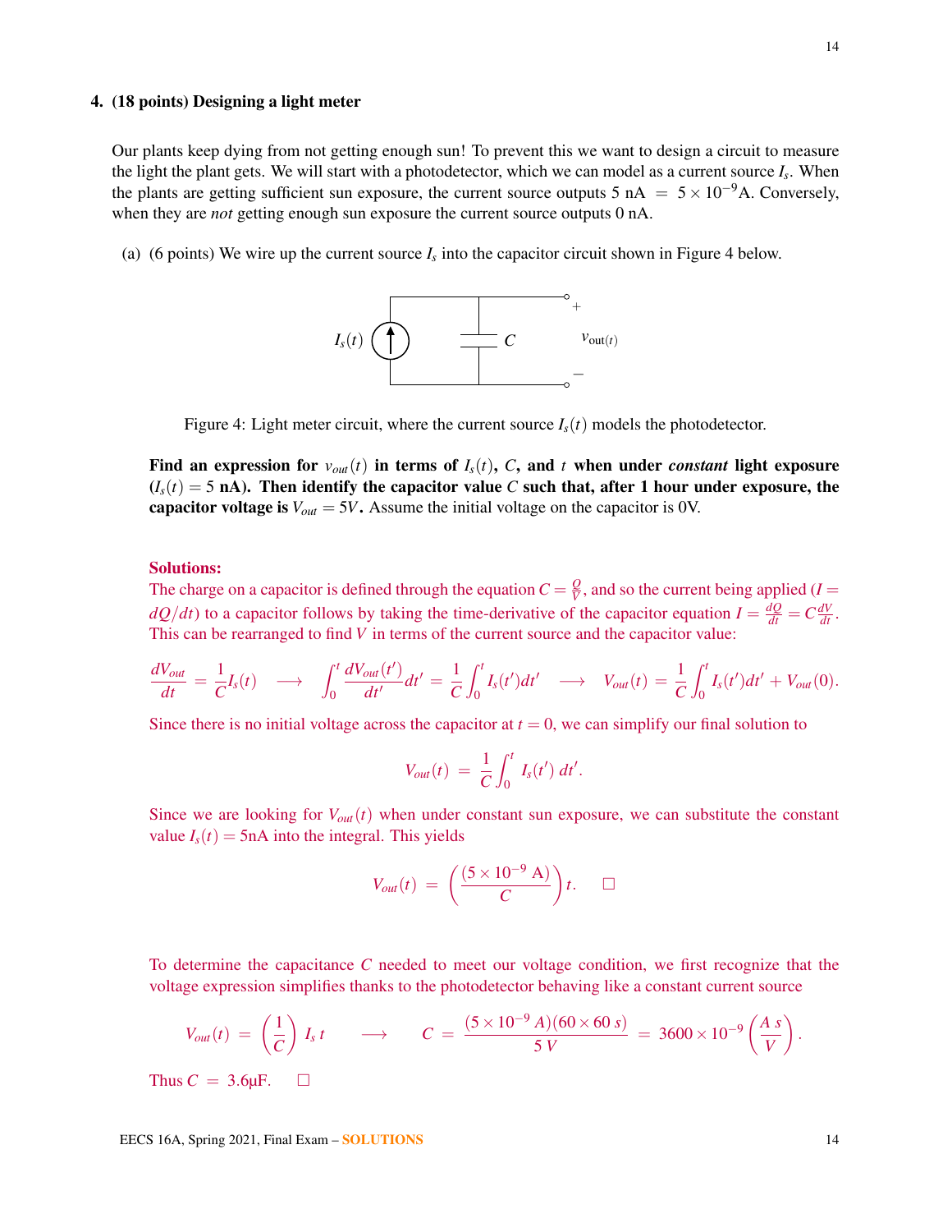**4. (18 points) Designing a light meter**

Our plants keep dying from not getting enough sun! To prevent this we want to design a circuit to measure the light the plant gets. We will start with a photodetector, which we can model as a current source $I_s$. When the plants are getting sufficient sun exposure, the current source outputs 5 nA $= 5 \times 10^{-9}$A. Conversely, when they are *not* getting enough sun exposure the current source outputs 0 nA.

(a) (6 points) We wire up the current source $I_s$ into the capacitor circuit shown in Figure 4 below.

Figure 4: Light meter circuit, where the current source $I_s(t)$ models the photodetector.

**Find an expression for $v_{out}(t)$ in terms of $I_s(t)$, $C$, and $t$ when under *constant* light exposure ($I_s(t) = 5$ nA). Then identify the capacitor value $C$ such that, after 1 hour under exposure, the capacitor voltage is $V_{out} = 5V$.** Assume the initial voltage on the capacitor is 0V.

**Solutions:**

The charge on a capacitor is defined through the equation $C = \frac{Q}{V}$, and so the current being applied ($I = dQ/dt$) to a capacitor follows by taking the time-derivative of the capacitor equation $I = \frac{dQ}{dt} = C\frac{dV}{dt}$. This can be rearranged to find $V$ in terms of the current source and the capacitor value:

$$\frac{dV_{out}}{dt} = \frac{1}{C}I_s(t) \quad \longrightarrow \quad \int_0^t \frac{dV_{out}(t')}{dt'}dt' = \frac{1}{C}\int_0^t I_s(t')dt' \quad \longrightarrow \quad V_{out}(t) = \frac{1}{C}\int_0^t I_s(t')dt' + V_{out}(0).$$

Since there is no initial voltage across the capacitor at $t = 0$, we can simplify our final solution to

$$V_{out}(t) = \frac{1}{C}\int_0^t I_s(t')\,dt'.$$

Since we are looking for $V_{out}(t)$ when under constant sun exposure, we can substitute the constant value $I_s(t) = 5$nA into the integral. This yields

$$V_{out}(t) = \left(\frac{(5 \times 10^{-9}\text{ A})}{C}\right)t. \qquad \square$$

To determine the capacitance $C$ needed to meet our voltage condition, we first recognize that the voltage expression simplifies thanks to the photodetector behaving like a constant current source

$$V_{out}(t) = \left(\frac{1}{C}\right)I_s\,t \qquad \longrightarrow \qquad C = \frac{(5 \times 10^{-9}\,A)(60 \times 60\,s)}{5\,V} = 3600 \times 10^{-9}\left(\frac{A\,s}{V}\right).$$

Thus $C = 3.6$μF. $\square$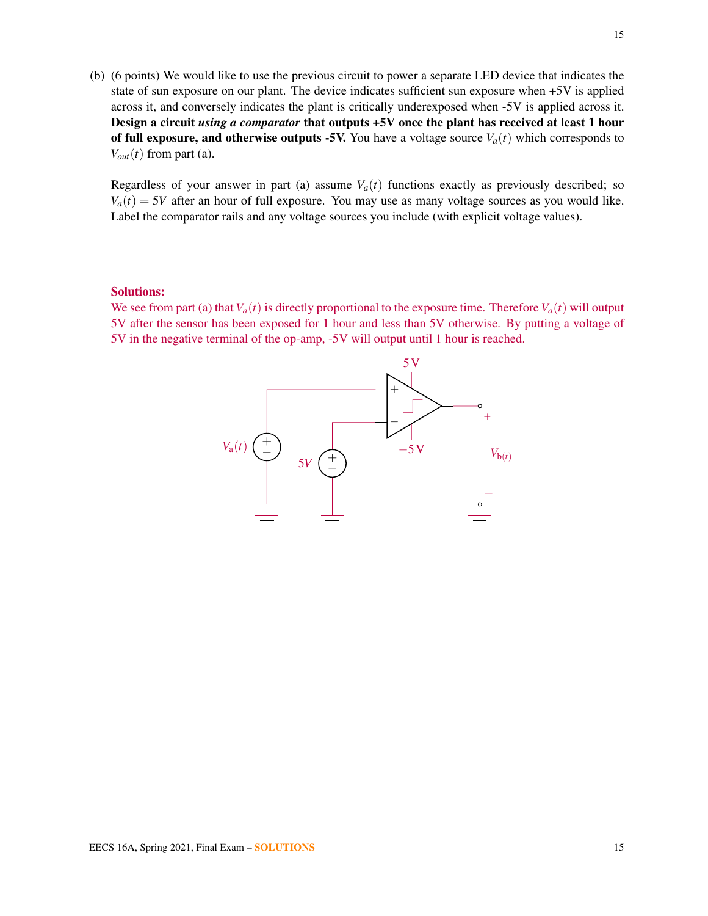(b) (6 points) We would like to use the previous circuit to power a separate LED device that indicates the state of sun exposure on our plant. The device indicates sufficient sun exposure when +5V is applied across it, and conversely indicates the plant is critically underexposed when -5V is applied across it. **Design a circuit *using a comparator* that outputs +5V once the plant has received at least 1 hour of full exposure, and otherwise outputs -5V.** You have a voltage source $V_a(t)$ which corresponds to $V_{out}(t)$ from part (a).

Regardless of your answer in part (a) assume $V_a(t)$ functions exactly as previously described; so $V_a(t) = 5V$ after an hour of full exposure. You may use as many voltage sources as you would like. Label the comparator rails and any voltage sources you include (with explicit voltage values).

**Solutions:**

We see from part (a) that $V_a(t)$ is directly proportional to the exposure time. Therefore $V_a(t)$ will output 5V after the sensor has been exposed for 1 hour and less than 5V otherwise. By putting a voltage of 5V in the negative terminal of the op-amp, -5V will output until 1 hour is reached.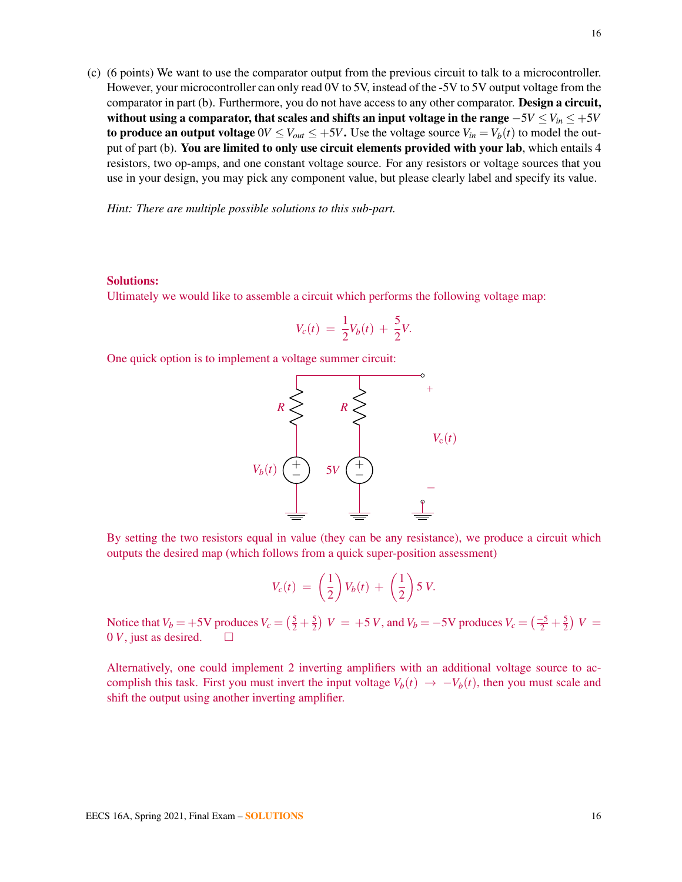(c) (6 points) We want to use the comparator output from the previous circuit to talk to a microcontroller. However, your microcontroller can only read 0V to 5V, instead of the -5V to 5V output voltage from the comparator in part (b). Furthermore, you do not have access to any other comparator. **Design a circuit, without using a comparator, that scales and shifts an input voltage in the range $-5V \leq V_{in} \leq +5V$ to produce an output voltage $0V \leq V_{out} \leq +5V$.** Use the voltage source $V_{in} = V_b(t)$ to model the output of part (b). **You are limited to only use circuit elements provided with your lab**, which entails 4 resistors, two op-amps, and one constant voltage source. For any resistors or voltage sources that you use in your design, you may pick any component value, but please clearly label and specify its value.

*Hint: There are multiple possible solutions to this sub-part.*

**Solutions:**

Ultimately we would like to assemble a circuit which performs the following voltage map:

$$V_c(t) = \frac{1}{2}V_b(t) + \frac{5}{2}V.$$

One quick option is to implement a voltage summer circuit:

By setting the two resistors equal in value (they can be any resistance), we produce a circuit which outputs the desired map (which follows from a quick super-position assessment)

$$V_c(t) = \left(\frac{1}{2}\right)V_b(t) + \left(\frac{1}{2}\right)5\,V.$$

Notice that $V_b = +5$V produces $V_c = \left(\frac{5}{2} + \frac{5}{2}\right)\,V = +5\,V$, and $V_b = -5$V produces $V_c = \left(\frac{-5}{2} + \frac{5}{2}\right)\,V = 0\,V$, just as desired. □

Alternatively, one could implement 2 inverting amplifiers with an additional voltage source to accomplish this task. First you must invert the input voltage $V_b(t) \rightarrow -V_b(t)$, then you must scale and shift the output using another inverting amplifier.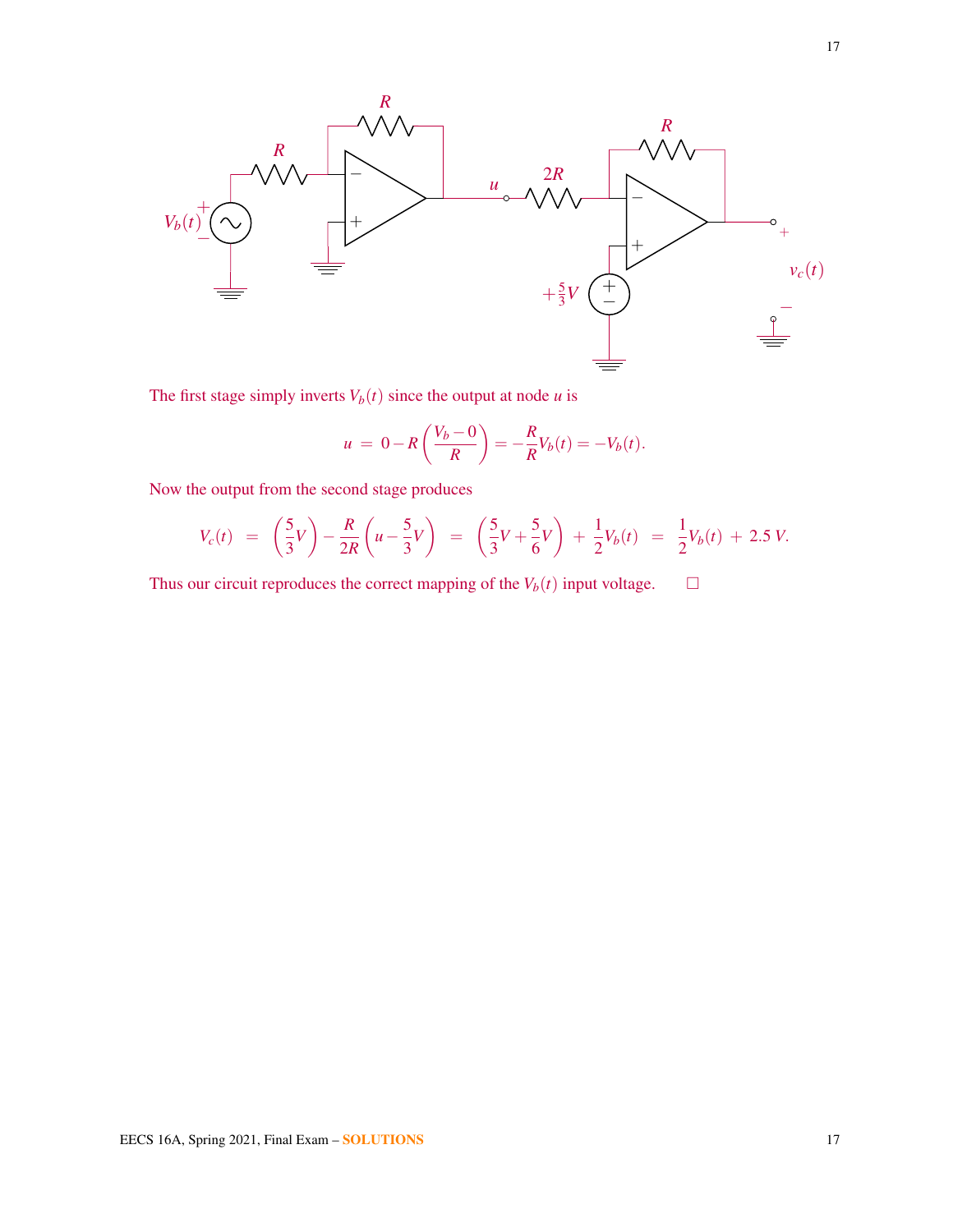The first stage simply inverts $V_b(t)$ since the output at node $u$ is

$$u \;=\; 0 - R\left(\frac{V_b - 0}{R}\right) = -\frac{R}{R}V_b(t) = -V_b(t).$$

Now the output from the second stage produces

$$V_c(t) \;=\; \left(\frac{5}{3}V\right) - \frac{R}{2R}\left(u - \frac{5}{3}V\right) \;=\; \left(\frac{5}{3}V + \frac{5}{6}V\right) \;+\; \frac{1}{2}V_b(t) \;=\; \frac{1}{2}V_b(t) \;+\; 2.5\,V.$$

Thus our circuit reproduces the correct mapping of the $V_b(t)$ input voltage. □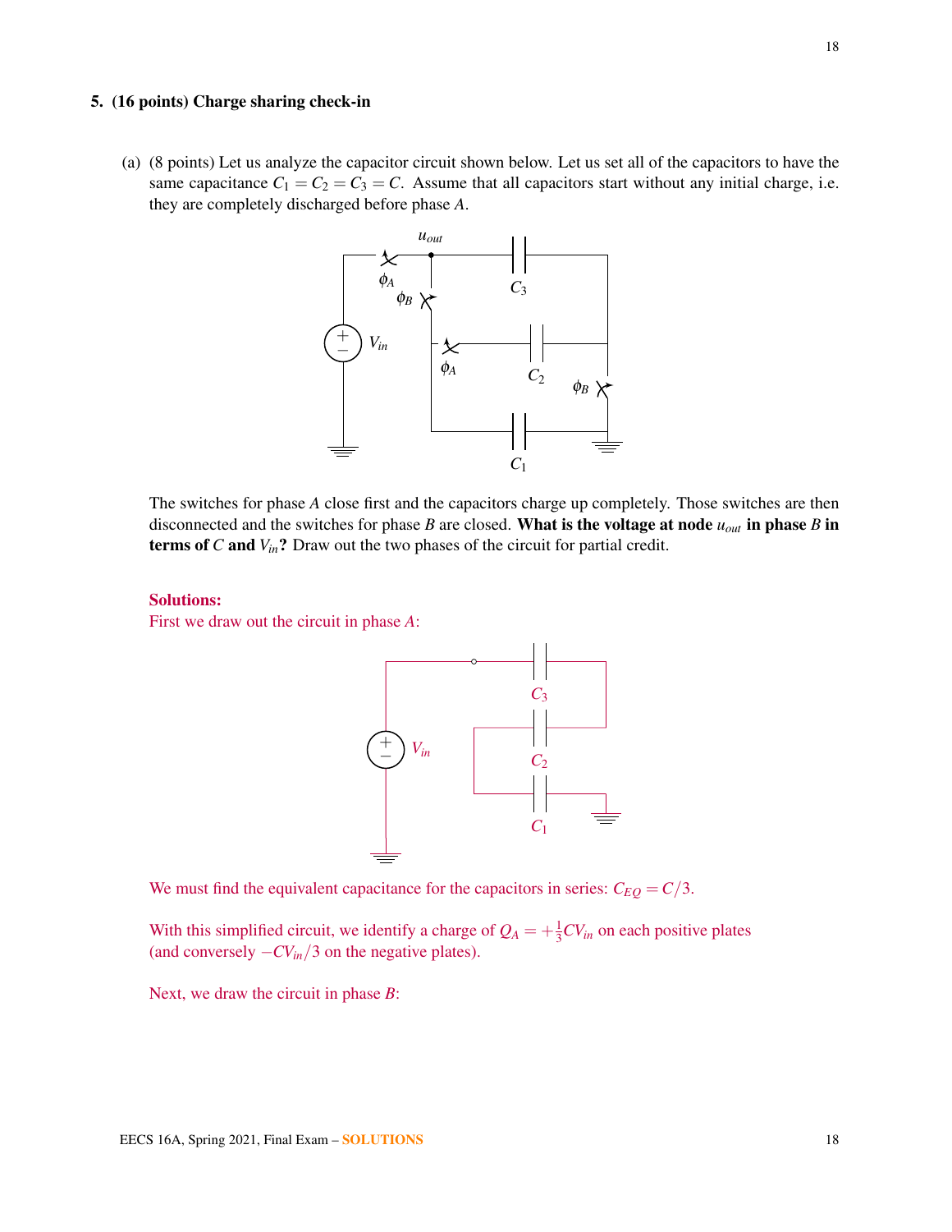**5. (16 points) Charge sharing check-in**

(a) (8 points) Let us analyze the capacitor circuit shown below. Let us set all of the capacitors to have the same capacitance $C_1 = C_2 = C_3 = C$. Assume that all capacitors start without any initial charge, i.e. they are completely discharged before phase $A$.

The switches for phase $A$ close first and the capacitors charge up completely. Those switches are then disconnected and the switches for phase $B$ are closed. **What is the voltage at node $u_{out}$ in phase $B$ in terms of $C$ and $V_{in}$?** Draw out the two phases of the circuit for partial credit.

**Solutions:**

First we draw out the circuit in phase $A$:

We must find the equivalent capacitance for the capacitors in series: $C_{EQ} = C/3$.

With this simplified circuit, we identify a charge of $Q_A = +\frac{1}{3}CV_{in}$ on each positive plates (and conversely $-CV_{in}/3$ on the negative plates).

Next, we draw the circuit in phase $B$: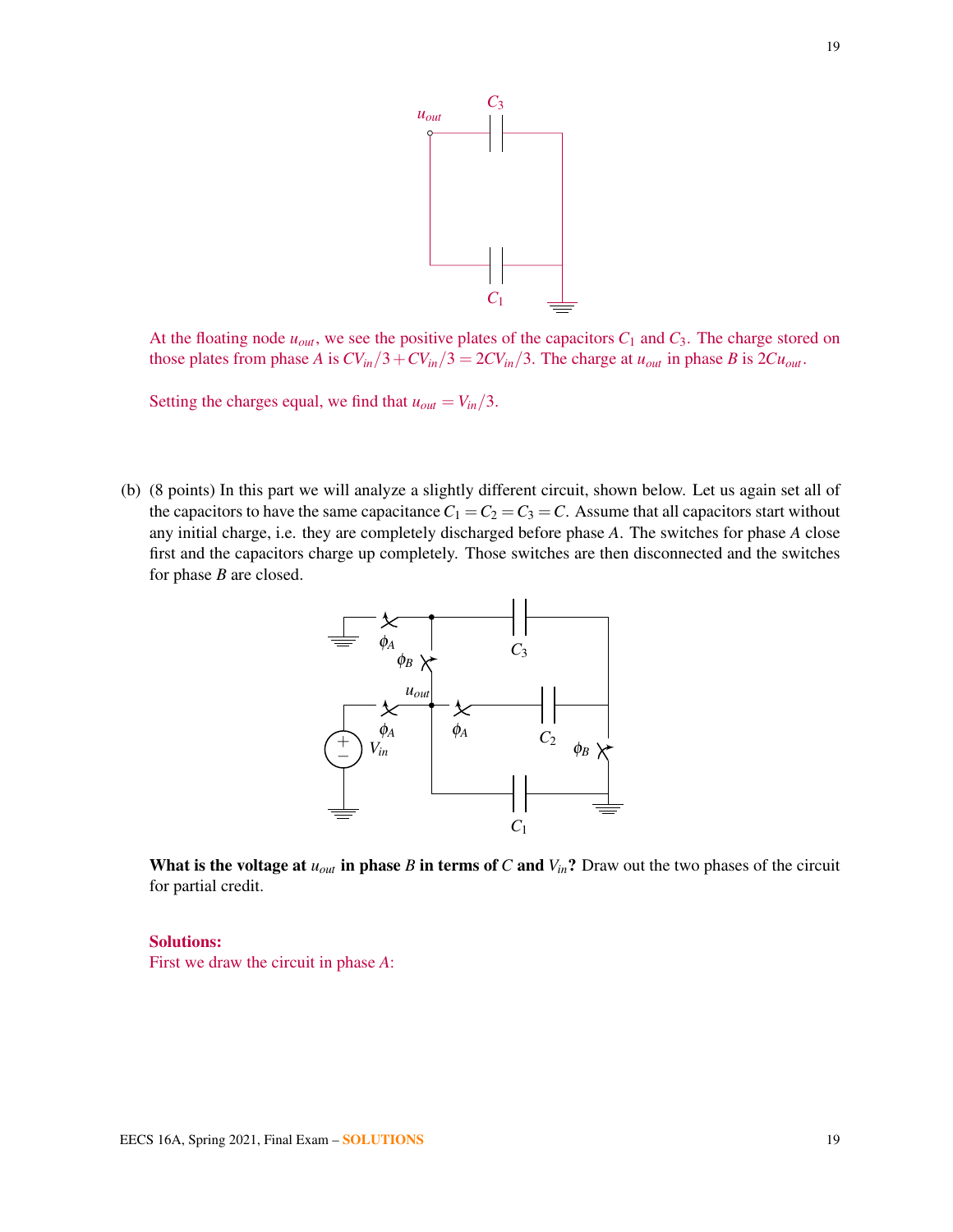At the floating node $u_{out}$, we see the positive plates of the capacitors $C_1$ and $C_3$. The charge stored on those plates from phase $A$ is $CV_{in}/3 + CV_{in}/3 = 2CV_{in}/3$. The charge at $u_{out}$ in phase $B$ is $2Cu_{out}$.

Setting the charges equal, we find that $u_{out} = V_{in}/3$.

(b) (8 points) In this part we will analyze a slightly different circuit, shown below. Let us again set all of the capacitors to have the same capacitance $C_1 = C_2 = C_3 = C$. Assume that all capacitors start without any initial charge, i.e. they are completely discharged before phase $A$. The switches for phase $A$ close first and the capacitors charge up completely. Those switches are then disconnected and the switches for phase $B$ are closed.

**What is the voltage at $u_{out}$ in phase $B$ in terms of $C$ and $V_{in}$?** Draw out the two phases of the circuit for partial credit.

**Solutions:**

First we draw the circuit in phase $A$: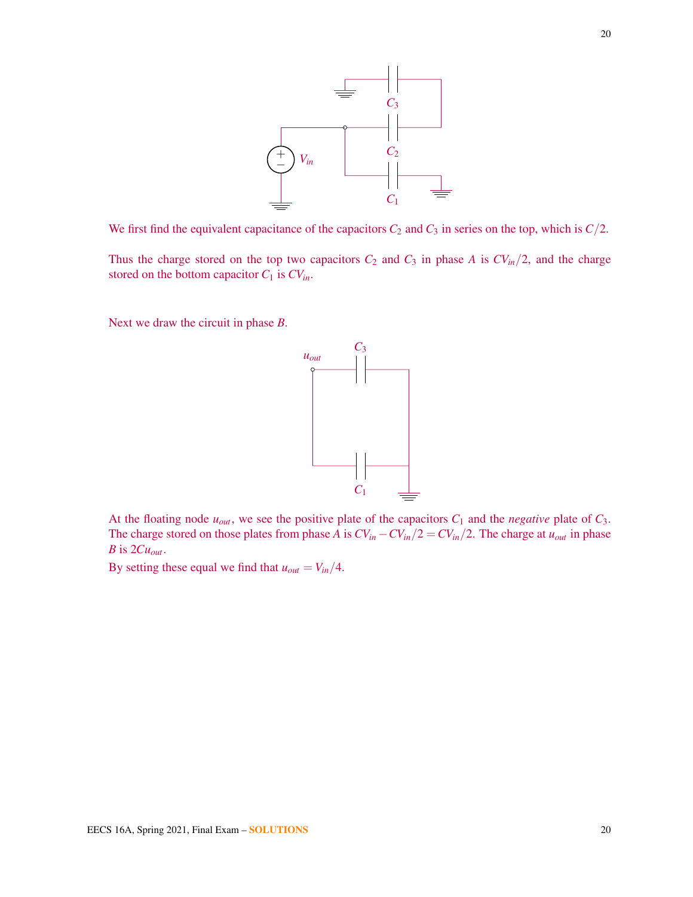We first find the equivalent capacitance of the capacitors $C_2$ and $C_3$ in series on the top, which is $C/2$.

Thus the charge stored on the top two capacitors $C_2$ and $C_3$ in phase $A$ is $CV_{in}/2$, and the charge stored on the bottom capacitor $C_1$ is $CV_{in}$.

Next we draw the circuit in phase $B$.

At the floating node $u_{out}$, we see the positive plate of the capacitors $C_1$ and the *negative* plate of $C_3$. The charge stored on those plates from phase $A$ is $CV_{in} - CV_{in}/2 = CV_{in}/2$. The charge at $u_{out}$ in phase $B$ is $2Cu_{out}$.

By setting these equal we find that $u_{out} = V_{in}/4$.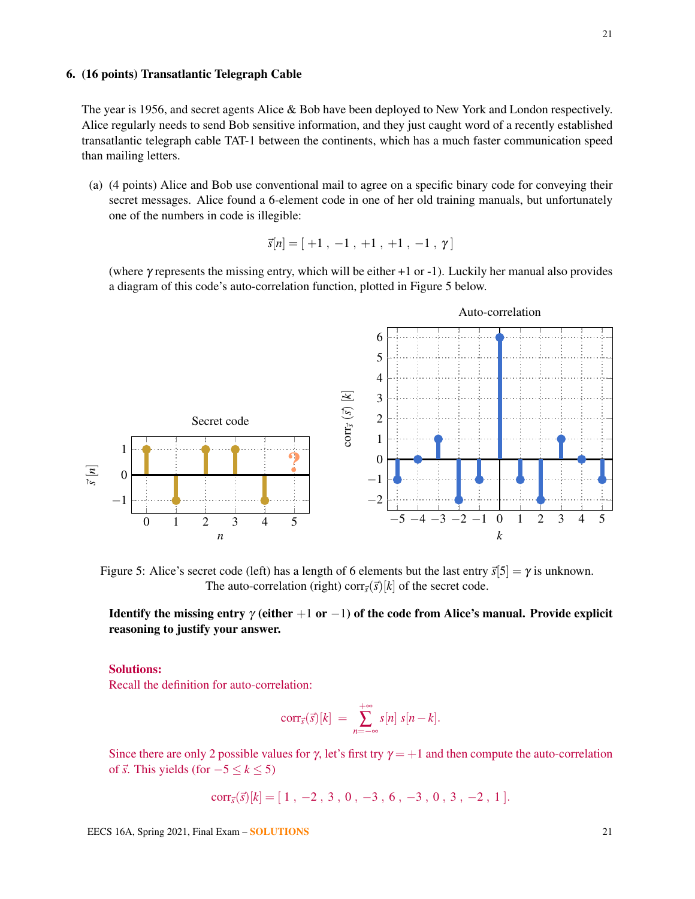**6. (16 points) Transatlantic Telegraph Cable**

The year is 1956, and secret agents Alice & Bob have been deployed to New York and London respectively. Alice regularly needs to send Bob sensitive information, and they just caught word of a recently established transatlantic telegraph cable TAT-1 between the continents, which has a much faster communication speed than mailing letters.

(a) (4 points) Alice and Bob use conventional mail to agree on a specific binary code for conveying their secret messages. Alice found a 6-element code in one of her old training manuals, but unfortunately one of the numbers in code is illegible:

$$\vec{s}[n] = [\,+1\,,\,-1\,,\,+1\,,\,+1\,,\,-1\,,\,\gamma\,]$$

(where $\gamma$ represents the missing entry, which will be either +1 or -1). Luckily her manual also provides a diagram of this code's auto-correlation function, plotted in Figure 5 below.

Figure 5: Alice's secret code (left) has a length of 6 elements but the last entry $\vec{s}[5] = \gamma$ is unknown. The auto-correlation (right) $\text{corr}_{\vec{s}}(\vec{s})[k]$ of the secret code.

**Identify the missing entry $\gamma$ (either $+1$ or $-1$) of the code from Alice's manual. Provide explicit reasoning to justify your answer.**

**Solutions:**

Recall the definition for auto-correlation:

$$\text{corr}_{\vec{s}}(\vec{s})[k] \;=\; \sum_{n=-\infty}^{+\infty} s[n]\; s[n-k].$$

Since there are only 2 possible values for $\gamma$, let's first try $\gamma = +1$ and then compute the auto-correlation of $\vec{s}$. This yields (for $-5 \leq k \leq 5$)

$$\text{corr}_{\vec{s}}(\vec{s})[k] = [\,1\,,\,-2\,,\,3\,,\,0\,,\,-3\,,\,6\,,\,-3\,,\,0\,,\,3\,,\,-2\,,\,1\,].$$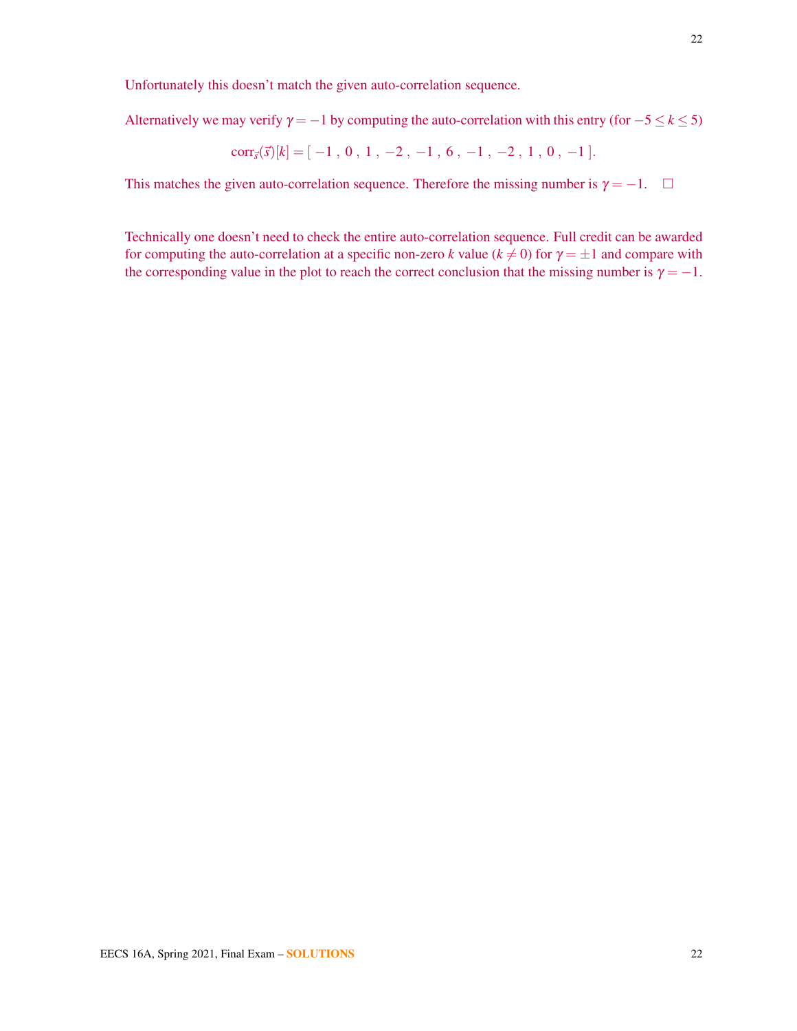Unfortunately this doesn't match the given auto-correlation sequence.

Alternatively we may verify $\gamma = -1$ by computing the auto-correlation with this entry (for $-5 \leq k \leq 5$)

$$\text{corr}_{\vec{s}}(\vec{s})[k] = [\, -1\,,\, 0\,,\, 1\,,\, -2\,,\, -1\,,\, 6\,,\, -1\,,\, -2\,,\, 1\,,\, 0\,,\, -1\,].$$

This matches the given auto-correlation sequence. Therefore the missing number is $\gamma = -1$. $\square$

Technically one doesn't need to check the entire auto-correlation sequence. Full credit can be awarded for computing the auto-correlation at a specific non-zero $k$ value ($k \neq 0$) for $\gamma = \pm 1$ and compare with the corresponding value in the plot to reach the correct conclusion that the missing number is $\gamma = -1$.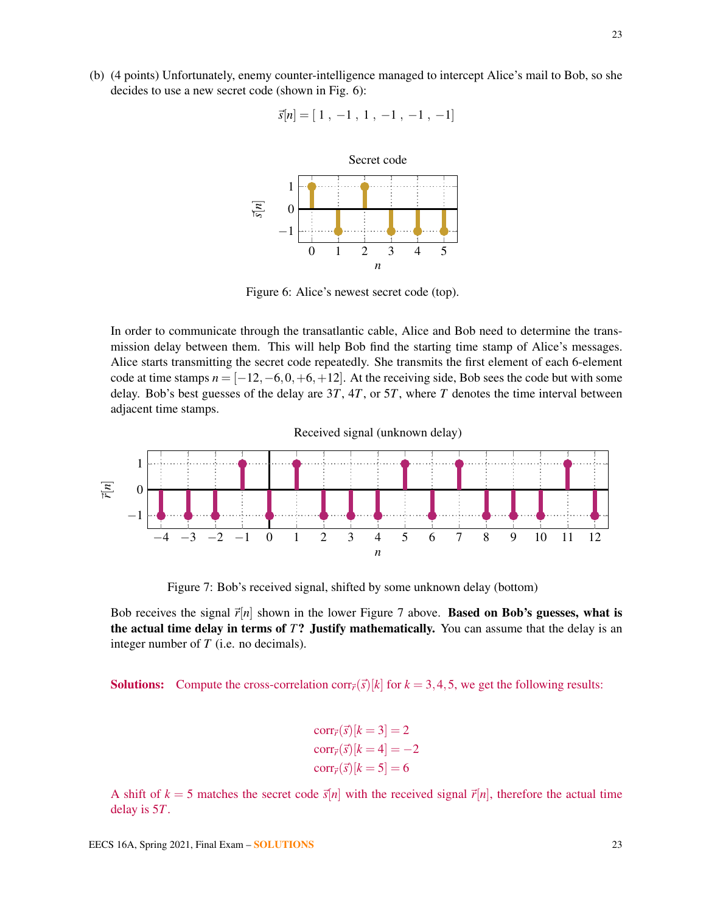(b) (4 points) Unfortunately, enemy counter-intelligence managed to intercept Alice's mail to Bob, so she decides to use a new secret code (shown in Fig. 6):

$$\vec{s}[n] = [\,1\,,\,-1\,,\,1\,,\,-1\,,\,-1\,,\,-1]$$

Figure 6: Alice's newest secret code (top).

In order to communicate through the transatlantic cable, Alice and Bob need to determine the transmission delay between them. This will help Bob find the starting time stamp of Alice's messages. Alice starts transmitting the secret code repeatedly. She transmits the first element of each 6-element code at time stamps $n = [-12, -6, 0, +6, +12]$. At the receiving side, Bob sees the code but with some delay. Bob's best guesses of the delay are $3T$, $4T$, or $5T$, where $T$ denotes the time interval between adjacent time stamps.

Figure 7: Bob's received signal, shifted by some unknown delay (bottom)

Bob receives the signal $\vec{r}[n]$ shown in the lower Figure 7 above. **Based on Bob's guesses, what is the actual time delay in terms of $T$? Justify mathematically.** You can assume that the delay is an integer number of $T$ (i.e. no decimals).

**Solutions:** Compute the cross-correlation $\text{corr}_{\vec{r}}(\vec{s})[k]$ for $k = 3, 4, 5$, we get the following results:

$$\text{corr}_{\vec{r}}(\vec{s})[k=3] = 2$$
$$\text{corr}_{\vec{r}}(\vec{s})[k=4] = -2$$
$$\text{corr}_{\vec{r}}(\vec{s})[k=5] = 6$$

A shift of $k = 5$ matches the secret code $\vec{s}[n]$ with the received signal $\vec{r}[n]$, therefore the actual time delay is $5T$.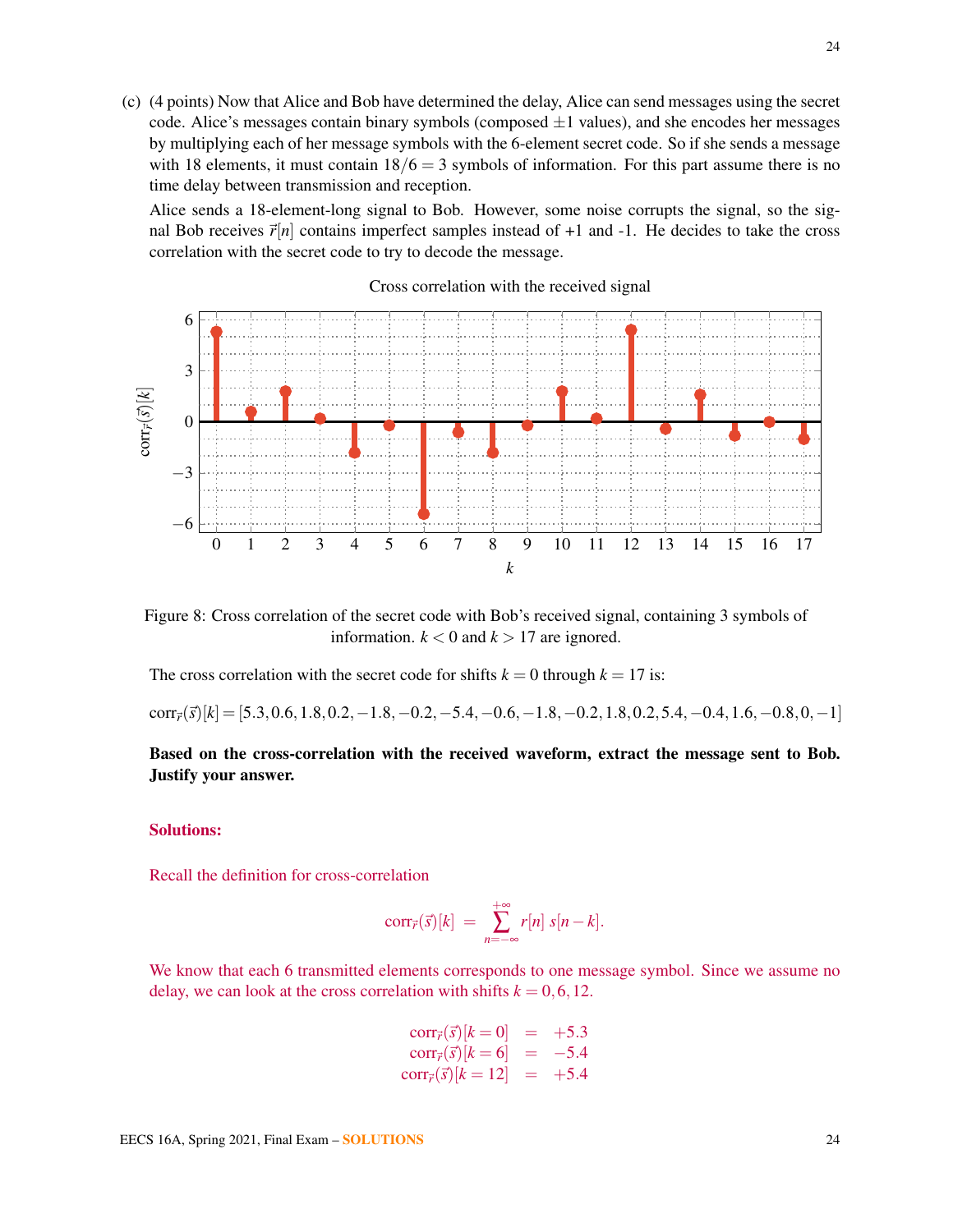(c) (4 points) Now that Alice and Bob have determined the delay, Alice can send messages using the secret code. Alice's messages contain binary symbols (composed $\pm 1$ values), and she encodes her messages by multiplying each of her message symbols with the 6-element secret code. So if she sends a message with 18 elements, it must contain $18/6 = 3$ symbols of information. For this part assume there is no time delay between transmission and reception.

Alice sends a 18-element-long signal to Bob. However, some noise corrupts the signal, so the signal Bob receives $\vec{r}[n]$ contains imperfect samples instead of +1 and -1. He decides to take the cross correlation with the secret code to try to decode the message.

Figure 8: Cross correlation of the secret code with Bob's received signal, containing 3 symbols of information. $k < 0$ and $k > 17$ are ignored.

The cross correlation with the secret code for shifts $k = 0$ through $k = 17$ is:

$$\text{corr}_{\vec{r}}(\vec{s})[k] = [5.3, 0.6, 1.8, 0.2, -1.8, -0.2, -5.4, -0.6, -1.8, -0.2, 1.8, 0.2, 5.4, -0.4, 1.6, -0.8, 0, -1]$$

**Based on the cross-correlation with the received waveform, extract the message sent to Bob. Justify your answer.**

**Solutions:**

Recall the definition for cross-correlation

$$\text{corr}_{\vec{r}}(\vec{s})[k] = \sum_{n=-\infty}^{+\infty} r[n]\, s[n-k].$$

We know that each 6 transmitted elements corresponds to one message symbol. Since we assume no delay, we can look at the cross correlation with shifts $k = 0, 6, 12$.

$$\begin{aligned}
\text{corr}_{\vec{r}}(\vec{s})[k=0] &= +5.3 \\
\text{corr}_{\vec{r}}(\vec{s})[k=6] &= -5.4 \\
\text{corr}_{\vec{r}}(\vec{s})[k=12] &= +5.4
\end{aligned}$$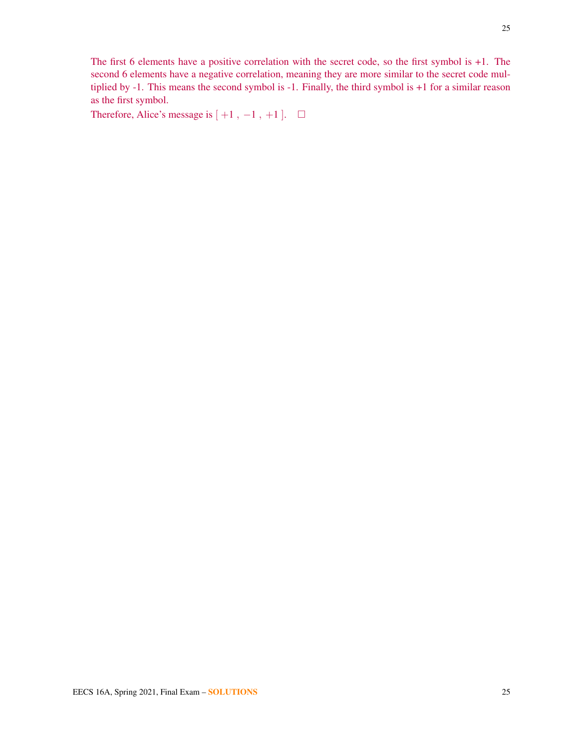The first 6 elements have a positive correlation with the secret code, so the first symbol is +1. The second 6 elements have a negative correlation, meaning they are more similar to the secret code multiplied by -1. This means the second symbol is -1. Finally, the third symbol is +1 for a similar reason as the first symbol.

Therefore, Alice's message is $[\,+1\,,\,-1\,,\,+1\,]$. □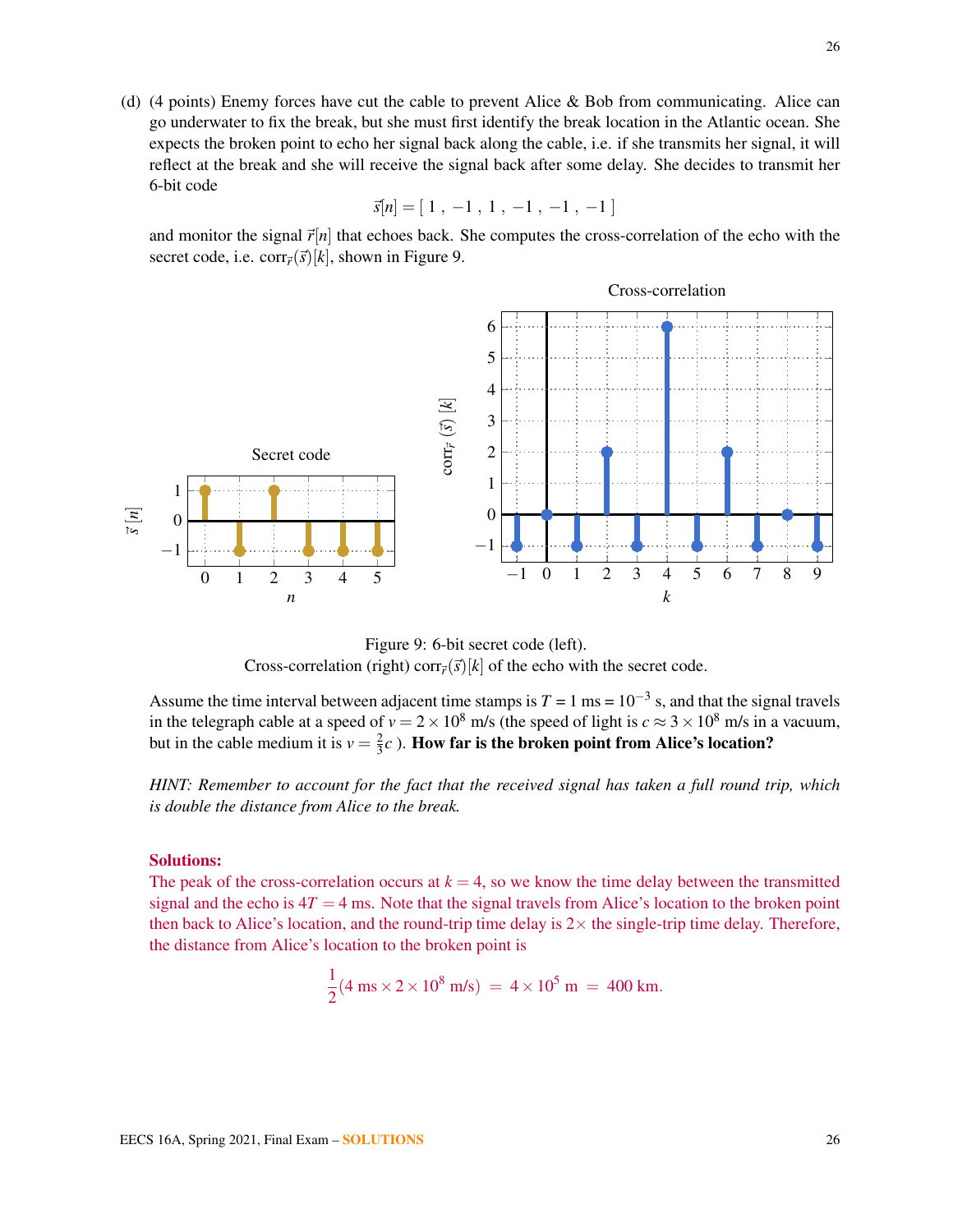(d) (4 points) Enemy forces have cut the cable to prevent Alice & Bob from communicating. Alice can go underwater to fix the break, but she must first identify the break location in the Atlantic ocean. She expects the broken point to echo her signal back along the cable, i.e. if she transmits her signal, it will reflect at the break and she will receive the signal back after some delay. She decides to transmit her 6-bit code

$$\vec{s}[n] = [\ 1\ ,\ -1\ ,\ 1\ ,\ -1\ ,\ -1\ ,\ -1\ ]$$

and monitor the signal $\vec{r}[n]$ that echoes back. She computes the cross-correlation of the echo with the secret code, i.e. $\text{corr}_{\vec{r}}(\vec{s})[k]$, shown in Figure 9.

Figure 9: 6-bit secret code (left).
Cross-correlation (right) $\text{corr}_{\vec{r}}(\vec{s})[k]$ of the echo with the secret code.

Assume the time interval between adjacent time stamps is $T = 1\text{ ms} = 10^{-3}$ s, and that the signal travels in the telegraph cable at a speed of $v = 2 \times 10^8$ m/s (the speed of light is $c \approx 3 \times 10^8$ m/s in a vacuum, but in the cable medium it is $v = \frac{2}{3}c$ ). **How far is the broken point from Alice's location?**

*HINT: Remember to account for the fact that the received signal has taken a full round trip, which is double the distance from Alice to the break.*

**Solutions:**

The peak of the cross-correlation occurs at $k = 4$, so we know the time delay between the transmitted signal and the echo is $4T = 4$ ms. Note that the signal travels from Alice's location to the broken point then back to Alice's location, and the round-trip time delay is $2\times$ the single-trip time delay. Therefore, the distance from Alice's location to the broken point is

$$\frac{1}{2}(4\text{ ms} \times 2 \times 10^8\text{ m/s}) \ = \ 4 \times 10^5\text{ m} \ = \ 400\text{ km}.$$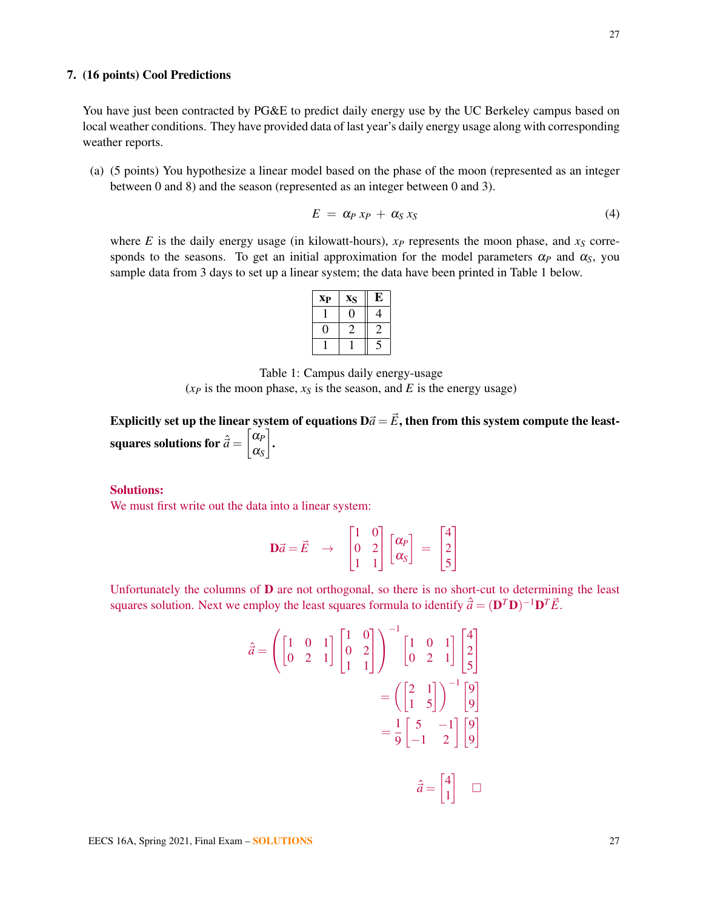**7. (16 points) Cool Predictions**

You have just been contracted by PG&E to predict daily energy use by the UC Berkeley campus based on local weather conditions. They have provided data of last year's daily energy usage along with corresponding weather reports.

(a) (5 points) You hypothesize a linear model based on the phase of the moon (represented as an integer between 0 and 8) and the season (represented as an integer between 0 and 3).

$$E \;=\; \alpha_P \, x_P \;+\; \alpha_S \, x_S \tag{4}$$

where $E$ is the daily energy usage (in kilowatt-hours), $x_P$ represents the moon phase, and $x_S$ corresponds to the seasons. To get an initial approximation for the model parameters $\alpha_P$ and $\alpha_S$, you sample data from 3 days to set up a linear system; the data have been printed in Table 1 below.

| $x_P$ | $x_S$ | E |
|---|---|---|
| 1 | 0 | 4 |
| 0 | 2 | 2 |
| 1 | 1 | 5 |

Table 1: Campus daily energy-usage
($x_P$ is the moon phase, $x_S$ is the season, and $E$ is the energy usage)

**Explicitly set up the linear system of equations $\mathbf{D}\vec{a} = \vec{E}$, then from this system compute the least-squares solutions for $\hat{\vec{a}} = \begin{bmatrix} \alpha_P \\ \alpha_S \end{bmatrix}$.**

**Solutions:**

We must first write out the data into a linear system:

$$\mathbf{D}\vec{a} = \vec{E} \quad \rightarrow \quad \begin{bmatrix} 1 & 0 \\ 0 & 2 \\ 1 & 1 \end{bmatrix} \begin{bmatrix} \alpha_P \\ \alpha_S \end{bmatrix} = \begin{bmatrix} 4 \\ 2 \\ 5 \end{bmatrix}$$

Unfortunately the columns of $\mathbf{D}$ are not orthogonal, so there is no short-cut to determining the least squares solution. Next we employ the least squares formula to identify $\hat{\vec{a}} = (\mathbf{D}^T\mathbf{D})^{-1}\mathbf{D}^T\vec{E}$.

$$\hat{\vec{a}} = \left( \begin{bmatrix} 1 & 0 & 1 \\ 0 & 2 & 1 \end{bmatrix} \begin{bmatrix} 1 & 0 \\ 0 & 2 \\ 1 & 1 \end{bmatrix} \right)^{-1} \begin{bmatrix} 1 & 0 & 1 \\ 0 & 2 & 1 \end{bmatrix} \begin{bmatrix} 4 \\ 2 \\ 5 \end{bmatrix}$$

$$= \left( \begin{bmatrix} 2 & 1 \\ 1 & 5 \end{bmatrix} \right)^{-1} \begin{bmatrix} 9 \\ 9 \end{bmatrix}$$

$$= \frac{1}{9} \begin{bmatrix} 5 & -1 \\ -1 & 2 \end{bmatrix} \begin{bmatrix} 9 \\ 9 \end{bmatrix}$$

$$\hat{\vec{a}} = \begin{bmatrix} 4 \\ 1 \end{bmatrix} \quad \square$$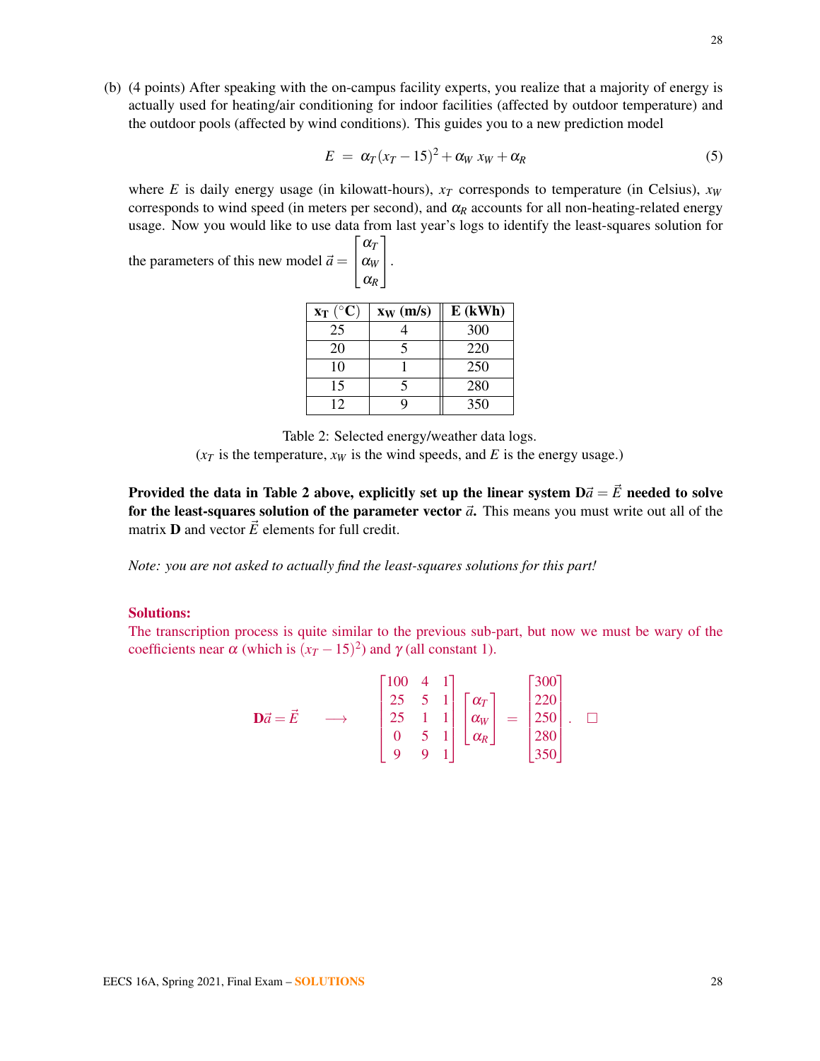(b) (4 points) After speaking with the on-campus facility experts, you realize that a majority of energy is actually used for heating/air conditioning for indoor facilities (affected by outdoor temperature) and the outdoor pools (affected by wind conditions). This guides you to a new prediction model

$$E = \alpha_T (x_T - 15)^2 + \alpha_W x_W + \alpha_R \tag{5}$$

where $E$ is daily energy usage (in kilowatt-hours), $x_T$ corresponds to temperature (in Celsius), $x_W$ corresponds to wind speed (in meters per second), and $\alpha_R$ accounts for all non-heating-related energy usage. Now you would like to use data from last year's logs to identify the least-squares solution for the parameters of this new model $\vec{a} = \begin{bmatrix} \alpha_T \\ \alpha_W \\ \alpha_R \end{bmatrix}$.

| $x_T$ (°C) | $x_W$ (m/s) | E (kWh) |
|---|---|---|
| 25 | 4 | 300 |
| 20 | 5 | 220 |
| 10 | 1 | 250 |
| 15 | 5 | 280 |
| 12 | 9 | 350 |

Table 2: Selected energy/weather data logs.
($x_T$ is the temperature, $x_W$ is the wind speeds, and $E$ is the energy usage.)

**Provided the data in Table 2 above, explicitly set up the linear system $\mathbf{D}\vec{a} = \vec{E}$ needed to solve for the least-squares solution of the parameter vector $\vec{a}$.** This means you must write out all of the matrix $\mathbf{D}$ and vector $\vec{E}$ elements for full credit.

*Note: you are not asked to actually find the least-squares solutions for this part!*

**Solutions:**

The transcription process is quite similar to the previous sub-part, but now we must be wary of the coefficients near $\alpha$ (which is $(x_T - 15)^2$) and $\gamma$ (all constant 1).

$$\mathbf{D}\vec{a} = \vec{E} \quad \longrightarrow \quad \begin{bmatrix} 100 & 4 & 1 \\ 25 & 5 & 1 \\ 25 & 1 & 1 \\ 0 & 5 & 1 \\ 9 & 9 & 1 \end{bmatrix} \begin{bmatrix} \alpha_T \\ \alpha_W \\ \alpha_R \end{bmatrix} = \begin{bmatrix} 300 \\ 220 \\ 250 \\ 280 \\ 350 \end{bmatrix}. \quad \square$$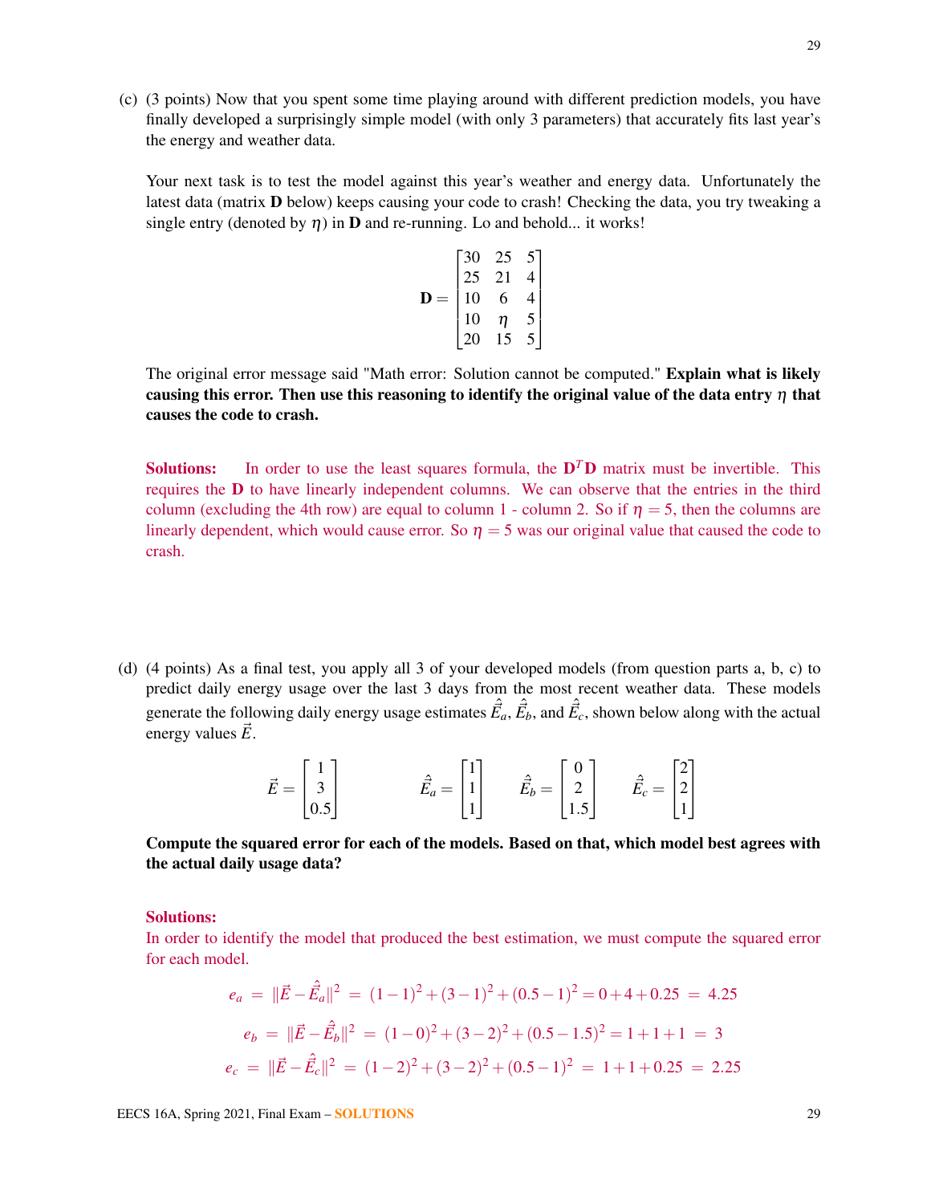(c) (3 points) Now that you spent some time playing around with different prediction models, you have finally developed a surprisingly simple model (with only 3 parameters) that accurately fits last year's the energy and weather data.

Your next task is to test the model against this year's weather and energy data. Unfortunately the latest data (matrix $\mathbf{D}$ below) keeps causing your code to crash! Checking the data, you try tweaking a single entry (denoted by $\eta$) in $\mathbf{D}$ and re-running. Lo and behold... it works!

$$\mathbf{D} = \begin{bmatrix} 30 & 25 & 5 \\ 25 & 21 & 4 \\ 10 & 6 & 4 \\ 10 & \eta & 5 \\ 20 & 15 & 5 \end{bmatrix}$$

The original error message said "Math error: Solution cannot be computed." **Explain what is likely causing this error. Then use this reasoning to identify the original value of the data entry $\eta$ that causes the code to crash.**

**Solutions:** In order to use the least squares formula, the $\mathbf{D}^T\mathbf{D}$ matrix must be invertible. This requires the $\mathbf{D}$ to have linearly independent columns. We can observe that the entries in the third column (excluding the 4th row) are equal to column 1 - column 2. So if $\eta = 5$, then the columns are linearly dependent, which would cause error. So $\eta = 5$ was our original value that caused the code to crash.

(d) (4 points) As a final test, you apply all 3 of your developed models (from question parts a, b, c) to predict daily energy usage over the last 3 days from the most recent weather data. These models generate the following daily energy usage estimates $\hat{\vec{E}}_a$, $\hat{\vec{E}}_b$, and $\hat{\vec{E}}_c$, shown below along with the actual energy values $\vec{E}$.

$$\vec{E} = \begin{bmatrix} 1 \\ 3 \\ 0.5 \end{bmatrix} \qquad \hat{\vec{E}}_a = \begin{bmatrix} 1 \\ 1 \\ 1 \end{bmatrix} \quad \hat{\vec{E}}_b = \begin{bmatrix} 0 \\ 2 \\ 1.5 \end{bmatrix} \quad \hat{\vec{E}}_c = \begin{bmatrix} 2 \\ 2 \\ 1 \end{bmatrix}$$

**Compute the squared error for each of the models. Based on that, which model best agrees with the actual daily usage data?**

**Solutions:**
In order to identify the model that produced the best estimation, we must compute the squared error for each model.

$$e_a = \|\vec{E} - \hat{\vec{E}}_a\|^2 = (1-1)^2 + (3-1)^2 + (0.5-1)^2 = 0 + 4 + 0.25 = 4.25$$

$$e_b = \|\vec{E} - \hat{\vec{E}}_b\|^2 = (1-0)^2 + (3-2)^2 + (0.5-1.5)^2 = 1 + 1 + 1 = 3$$

$$e_c = \|\vec{E} - \hat{\vec{E}}_c\|^2 = (1-2)^2 + (3-2)^2 + (0.5-1)^2 = 1 + 1 + 0.25 = 2.25$$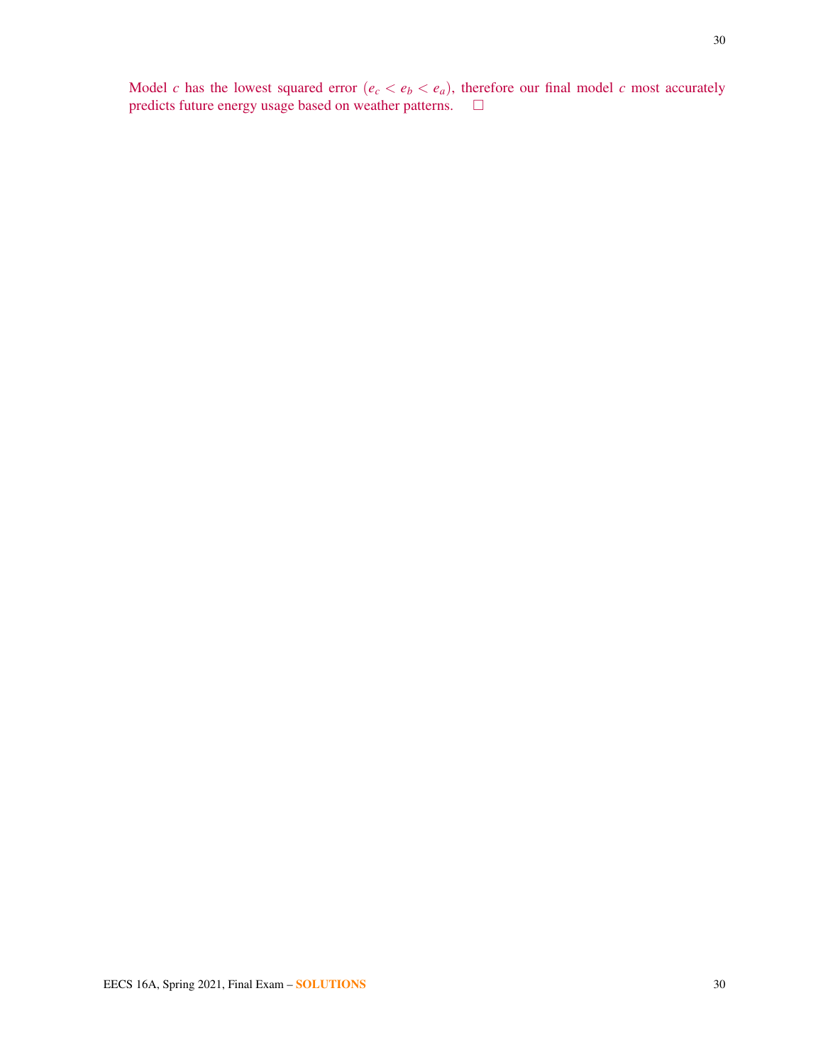Model $c$ has the lowest squared error ($e_c < e_b < e_a$), therefore our final model $c$ most accurately predicts future energy usage based on weather patterns. $\square$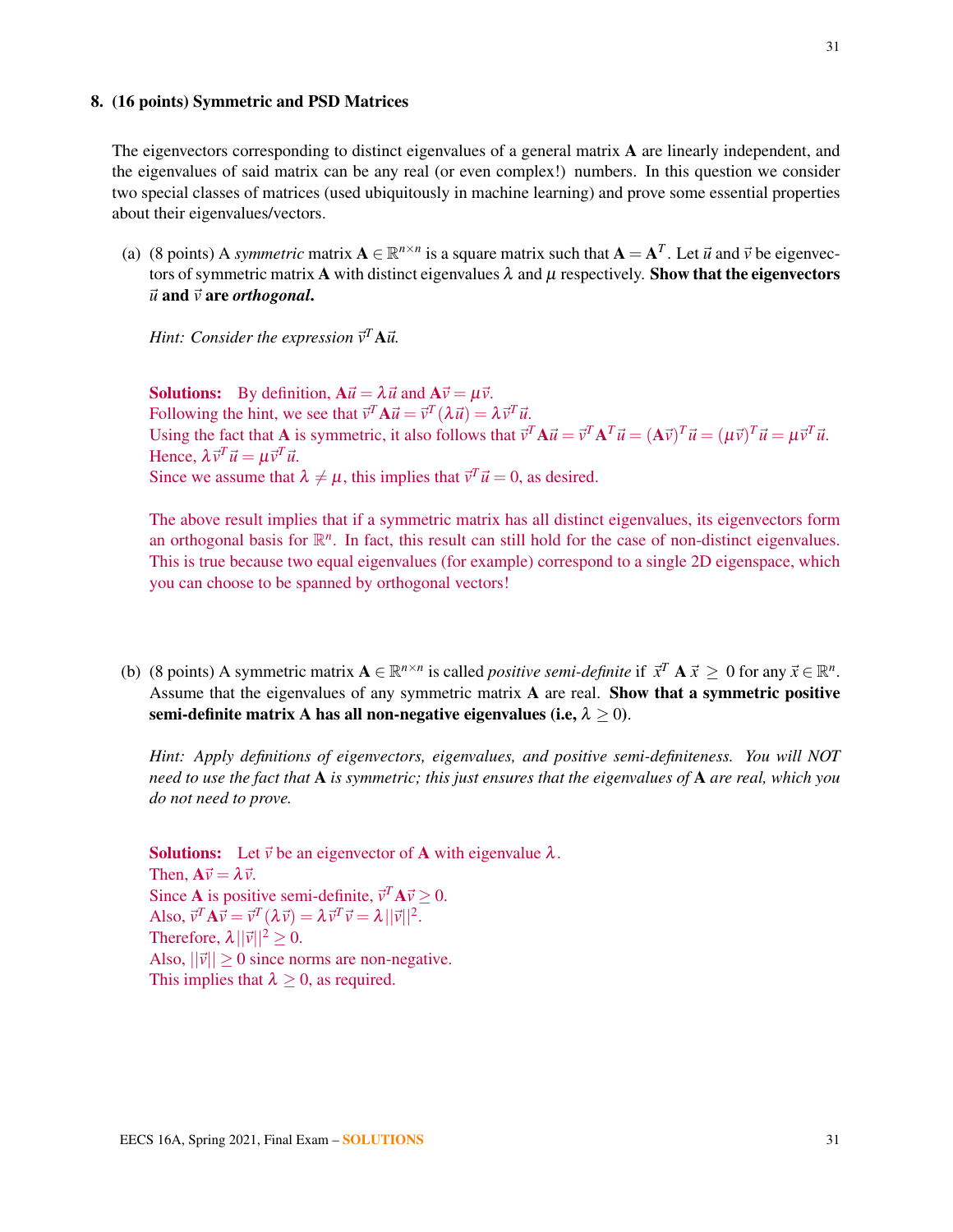## 8. (16 points) Symmetric and PSD Matrices

The eigenvectors corresponding to distinct eigenvalues of a general matrix $\mathbf{A}$ are linearly independent, and the eigenvalues of said matrix can be any real (or even complex!) numbers. In this question we consider two special classes of matrices (used ubiquitously in machine learning) and prove some essential properties about their eigenvalues/vectors.

(a) (8 points) A *symmetric* matrix $\mathbf{A} \in \mathbb{R}^{n \times n}$ is a square matrix such that $\mathbf{A} = \mathbf{A}^T$. Let $\vec{u}$ and $\vec{v}$ be eigenvectors of symmetric matrix $\mathbf{A}$ with distinct eigenvalues $\lambda$ and $\mu$ respectively. **Show that the eigenvectors $\vec{u}$ and $\vec{v}$ are *orthogonal*.**

*Hint: Consider the expression $\vec{v}^T \mathbf{A} \vec{u}$.*

**Solutions:** By definition, $\mathbf{A}\vec{u} = \lambda \vec{u}$ and $\mathbf{A}\vec{v} = \mu \vec{v}$.
Following the hint, we see that $\vec{v}^T \mathbf{A} \vec{u} = \vec{v}^T (\lambda \vec{u}) = \lambda \vec{v}^T \vec{u}$.
Using the fact that $\mathbf{A}$ is symmetric, it also follows that $\vec{v}^T \mathbf{A} \vec{u} = \vec{v}^T \mathbf{A}^T \vec{u} = (\mathbf{A}\vec{v})^T \vec{u} = (\mu \vec{v})^T \vec{u} = \mu \vec{v}^T \vec{u}$.
Hence, $\lambda \vec{v}^T \vec{u} = \mu \vec{v}^T \vec{u}$.
Since we assume that $\lambda \neq \mu$, this implies that $\vec{v}^T \vec{u} = 0$, as desired.

The above result implies that if a symmetric matrix has all distinct eigenvalues, its eigenvectors form an orthogonal basis for $\mathbb{R}^n$. In fact, this result can still hold for the case of non-distinct eigenvalues. This is true because two equal eigenvalues (for example) correspond to a single 2D eigenspace, which you can choose to be spanned by orthogonal vectors!

(b) (8 points) A symmetric matrix $\mathbf{A} \in \mathbb{R}^{n \times n}$ is called *positive semi-definite* if $\vec{x}^T \mathbf{A} \vec{x} \geq 0$ for any $\vec{x} \in \mathbb{R}^n$. Assume that the eigenvalues of any symmetric matrix $\mathbf{A}$ are real. **Show that a symmetric positive semi-definite matrix A has all non-negative eigenvalues (i.e, $\lambda \geq 0$).**

*Hint: Apply definitions of eigenvectors, eigenvalues, and positive semi-definiteness. You will NOT need to use the fact that $\mathbf{A}$ is symmetric; this just ensures that the eigenvalues of $\mathbf{A}$ are real, which you do not need to prove.*

**Solutions:** Let $\vec{v}$ be an eigenvector of $\mathbf{A}$ with eigenvalue $\lambda$.
Then, $\mathbf{A}\vec{v} = \lambda \vec{v}$.
Since $\mathbf{A}$ is positive semi-definite, $\vec{v}^T \mathbf{A} \vec{v} \geq 0$.
Also, $\vec{v}^T \mathbf{A} \vec{v} = \vec{v}^T (\lambda \vec{v}) = \lambda \vec{v}^T \vec{v} = \lambda ||\vec{v}||^2$.
Therefore, $\lambda ||\vec{v}||^2 \geq 0$.
Also, $||\vec{v}|| \geq 0$ since norms are non-negative.
This implies that $\lambda \geq 0$, as required.